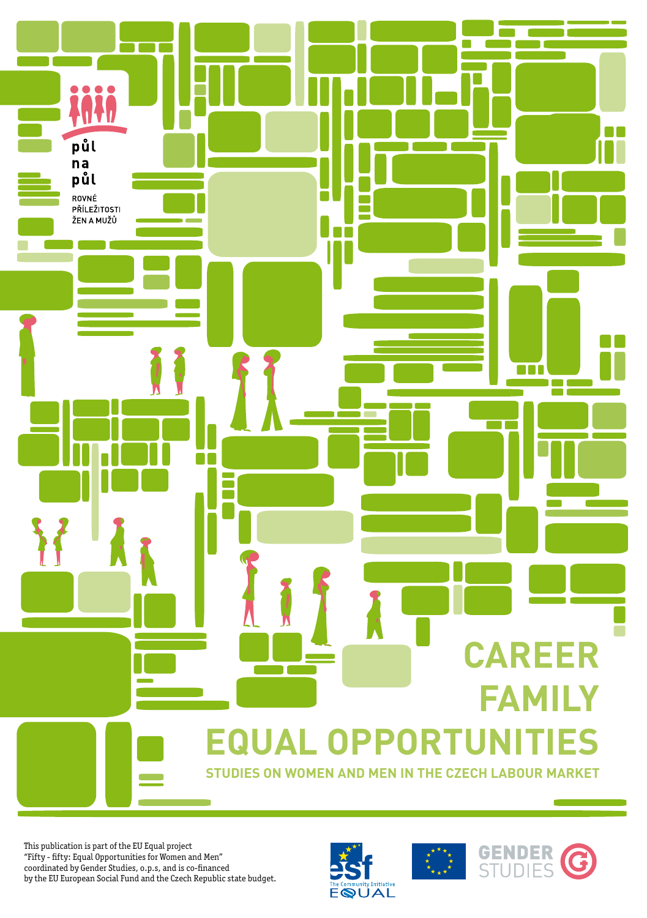půl
na
půl

ROVNÉ PŘÍLEŽITOSTI ŽEN A MUŽŮ

# CAREER
# FAMILY
# EQUAL OPPORTUNITIES

## STUDIES ON WOMEN AND MEN IN THE CZECH LABOUR MARKET

This publication is part of the EU Equal project "Fifty - fifty: Equal Opportunities for Women and Men" coordinated by Gender Studies, o.p.s, and is co-financed by the EU European Social Fund and the Czech Republic state budget.

esf
The Community Initiative
EQUAL

GENDER STUDIES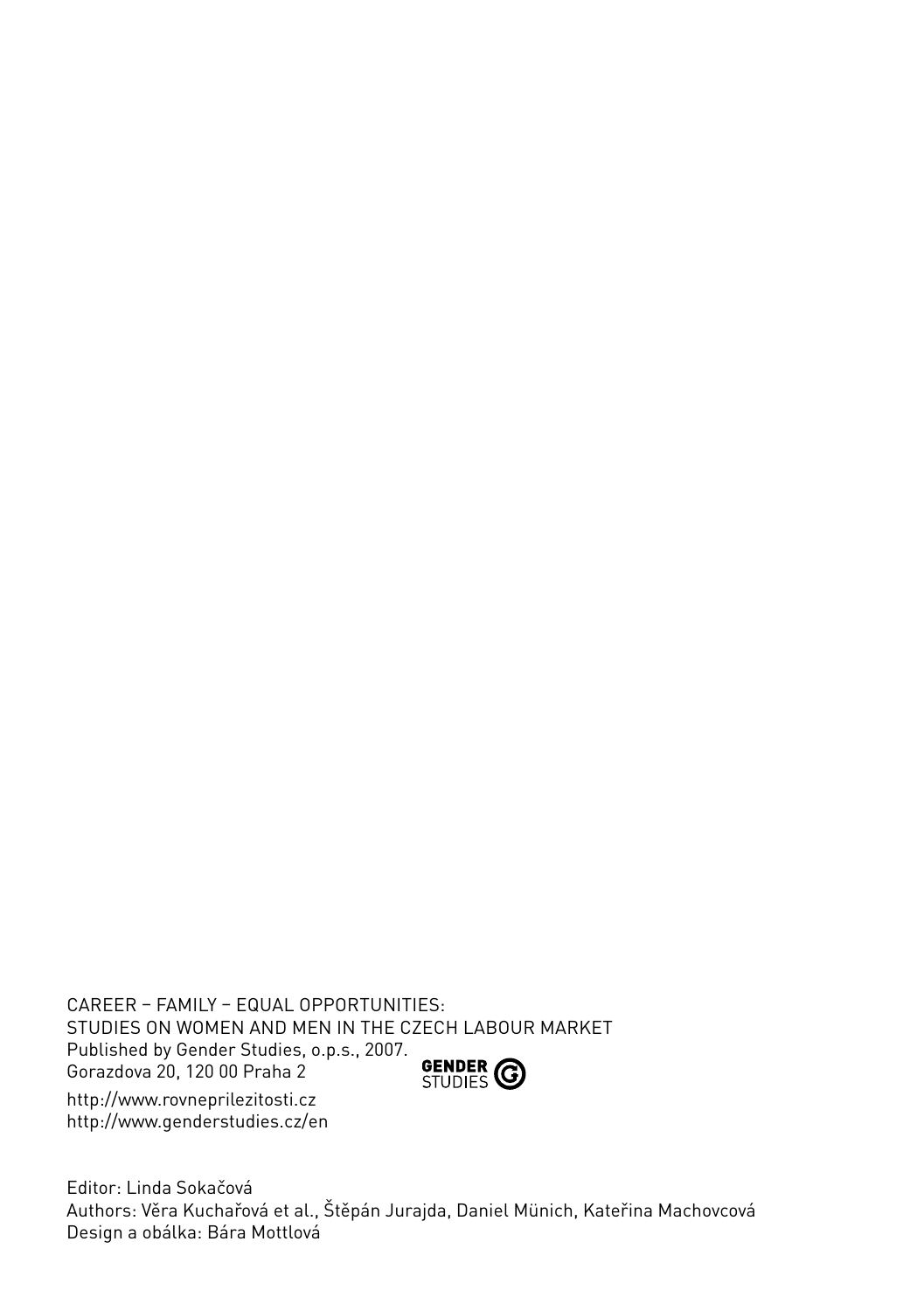CAREER – FAMILY – EQUAL OPPORTUNITIES:
STUDIES ON WOMEN AND MEN IN THE CZECH LABOUR MARKET
Published by Gender Studies, o.p.s., 2007.
Gorazdova 20, 120 00 Praha 2

GENDER STUDIES

http://www.rovneprilezitosti.cz
http://www.genderstudies.cz/en

Editor: Linda Sokačová
Authors: Věra Kuchařová et al., Štěpán Jurajda, Daniel Münich, Kateřina Machovcová
Design a obálka: Bára Mottlová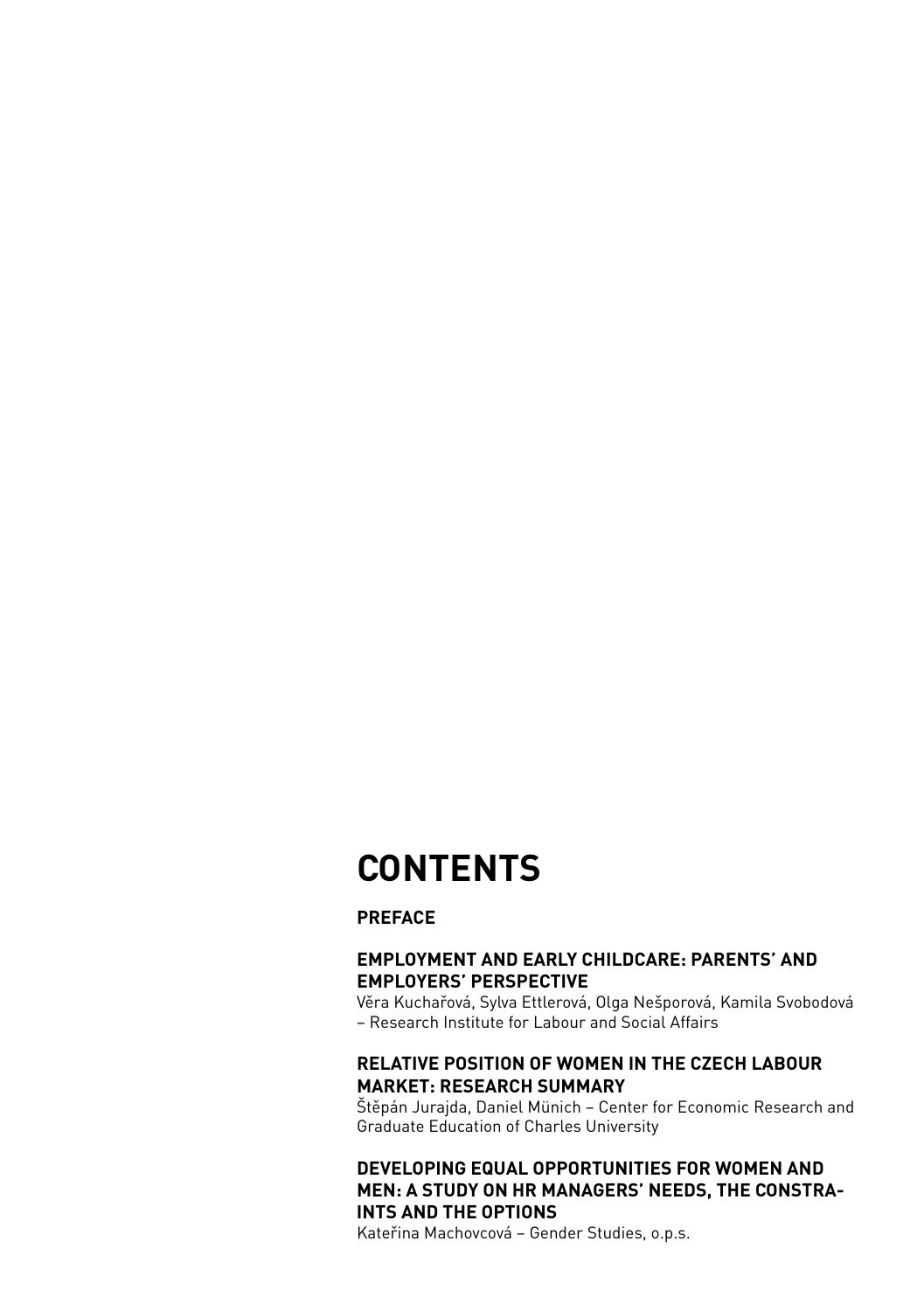# CONTENTS

**PREFACE**

**EMPLOYMENT AND EARLY CHILDCARE: PARENTS' AND EMPLOYERS' PERSPECTIVE**
Věra Kuchařová, Sylva Ettlerová, Olga Nešporová, Kamila Svobodová – Research Institute for Labour and Social Affairs

**RELATIVE POSITION OF WOMEN IN THE CZECH LABOUR MARKET: RESEARCH SUMMARY**
Štěpán Jurajda, Daniel Münich – Center for Economic Research and Graduate Education of Charles University

**DEVELOPING EQUAL OPPORTUNITIES FOR WOMEN AND MEN: A STUDY ON HR MANAGERS' NEEDS, THE CONSTRAINTS AND THE OPTIONS**
Kateřina Machovcová – Gender Studies, o.p.s.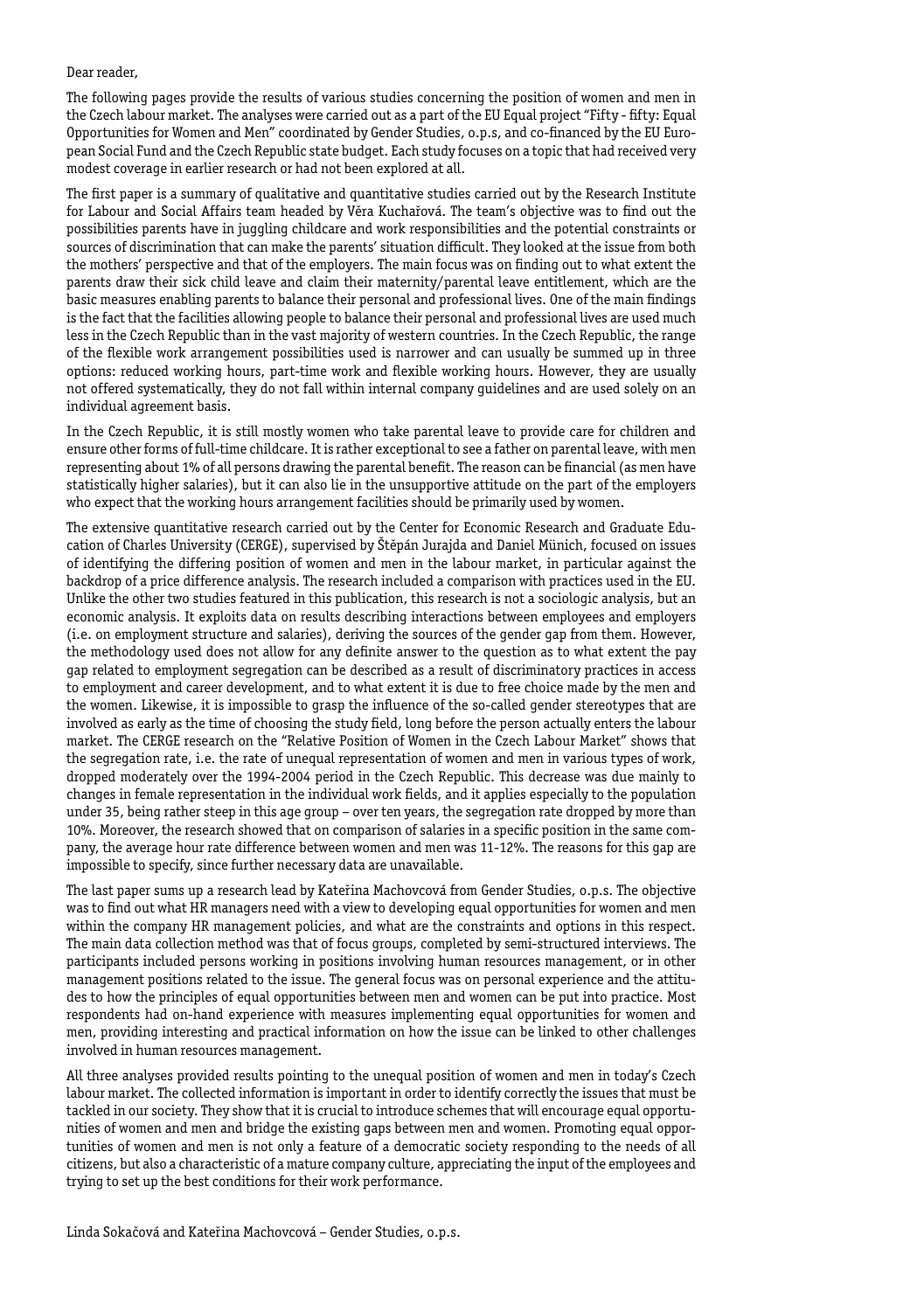Dear reader,

The following pages provide the results of various studies concerning the position of women and men in the Czech labour market. The analyses were carried out as a part of the EU Equal project "Fifty - fifty: Equal Opportunities for Women and Men" coordinated by Gender Studies, o.p.s, and co-financed by the EU European Social Fund and the Czech Republic state budget. Each study focuses on a topic that had received very modest coverage in earlier research or had not been explored at all.

The first paper is a summary of qualitative and quantitative studies carried out by the Research Institute for Labour and Social Affairs team headed by Věra Kuchařová. The team's objective was to find out the possibilities parents have in juggling childcare and work responsibilities and the potential constraints or sources of discrimination that can make the parents' situation difficult. They looked at the issue from both the mothers' perspective and that of the employers. The main focus was on finding out to what extent the parents draw their sick child leave and claim their maternity/parental leave entitlement, which are the basic measures enabling parents to balance their personal and professional lives. One of the main findings is the fact that the facilities allowing people to balance their personal and professional lives are used much less in the Czech Republic than in the vast majority of western countries. In the Czech Republic, the range of the flexible work arrangement possibilities used is narrower and can usually be summed up in three options: reduced working hours, part-time work and flexible working hours. However, they are usually not offered systematically, they do not fall within internal company guidelines and are used solely on an individual agreement basis.

In the Czech Republic, it is still mostly women who take parental leave to provide care for children and ensure other forms of full-time childcare. It is rather exceptional to see a father on parental leave, with men representing about 1% of all persons drawing the parental benefit. The reason can be financial (as men have statistically higher salaries), but it can also lie in the unsupportive attitude on the part of the employers who expect that the working hours arrangement facilities should be primarily used by women.

The extensive quantitative research carried out by the Center for Economic Research and Graduate Education of Charles University (CERGE), supervised by Štěpán Jurajda and Daniel Münich, focused on issues of identifying the differing position of women and men in the labour market, in particular against the backdrop of a price difference analysis. The research included a comparison with practices used in the EU. Unlike the other two studies featured in this publication, this research is not a sociologic analysis, but an economic analysis. It exploits data on results describing interactions between employees and employers (i.e. on employment structure and salaries), deriving the sources of the gender gap from them. However, the methodology used does not allow for any definite answer to the question as to what extent the pay gap related to employment segregation can be described as a result of discriminatory practices in access to employment and career development, and to what extent it is due to free choice made by the men and the women. Likewise, it is impossible to grasp the influence of the so-called gender stereotypes that are involved as early as the time of choosing the study field, long before the person actually enters the labour market. The CERGE research on the "Relative Position of Women in the Czech Labour Market" shows that the segregation rate, i.e. the rate of unequal representation of women and men in various types of work, dropped moderately over the 1994-2004 period in the Czech Republic. This decrease was due mainly to changes in female representation in the individual work fields, and it applies especially to the population under 35, being rather steep in this age group – over ten years, the segregation rate dropped by more than 10%. Moreover, the research showed that on comparison of salaries in a specific position in the same company, the average hour rate difference between women and men was 11-12%. The reasons for this gap are impossible to specify, since further necessary data are unavailable.

The last paper sums up a research lead by Kateřina Machovcová from Gender Studies, o.p.s. The objective was to find out what HR managers need with a view to developing equal opportunities for women and men within the company HR management policies, and what are the constraints and options in this respect. The main data collection method was that of focus groups, completed by semi-structured interviews. The participants included persons working in positions involving human resources management, or in other management positions related to the issue. The general focus was on personal experience and the attitudes to how the principles of equal opportunities between men and women can be put into practice. Most respondents had on-hand experience with measures implementing equal opportunities for women and men, providing interesting and practical information on how the issue can be linked to other challenges involved in human resources management.

All three analyses provided results pointing to the unequal position of women and men in today's Czech labour market. The collected information is important in order to identify correctly the issues that must be tackled in our society. They show that it is crucial to introduce schemes that will encourage equal opportunities of women and men and bridge the existing gaps between men and women. Promoting equal opportunities of women and men is not only a feature of a democratic society responding to the needs of all citizens, but also a characteristic of a mature company culture, appreciating the input of the employees and trying to set up the best conditions for their work performance.

Linda Sokačová and Kateřina Machovcová – Gender Studies, o.p.s.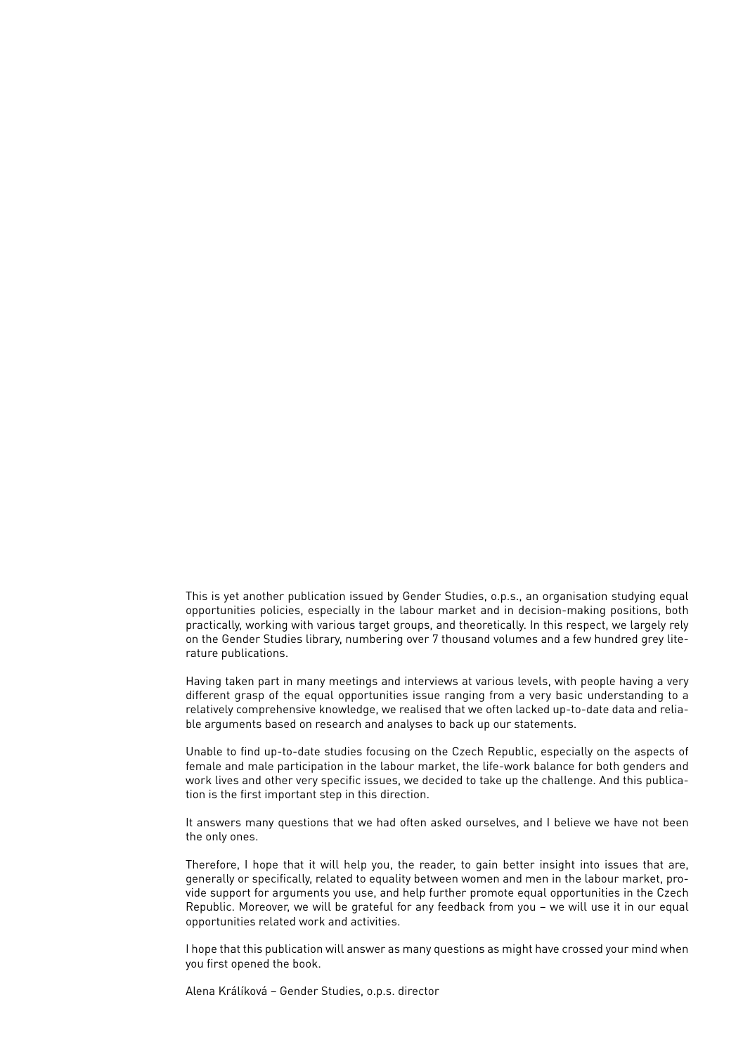This is yet another publication issued by Gender Studies, o.p.s., an organisation studying equal opportunities policies, especially in the labour market and in decision-making positions, both practically, working with various target groups, and theoretically. In this respect, we largely rely on the Gender Studies library, numbering over 7 thousand volumes and a few hundred grey literature publications.

Having taken part in many meetings and interviews at various levels, with people having a very different grasp of the equal opportunities issue ranging from a very basic understanding to a relatively comprehensive knowledge, we realised that we often lacked up-to-date data and reliable arguments based on research and analyses to back up our statements.

Unable to find up-to-date studies focusing on the Czech Republic, especially on the aspects of female and male participation in the labour market, the life-work balance for both genders and work lives and other very specific issues, we decided to take up the challenge. And this publication is the first important step in this direction.

It answers many questions that we had often asked ourselves, and I believe we have not been the only ones.

Therefore, I hope that it will help you, the reader, to gain better insight into issues that are, generally or specifically, related to equality between women and men in the labour market, provide support for arguments you use, and help further promote equal opportunities in the Czech Republic. Moreover, we will be grateful for any feedback from you – we will use it in our equal opportunities related work and activities.

I hope that this publication will answer as many questions as might have crossed your mind when you first opened the book.

Alena Králíková – Gender Studies, o.p.s. director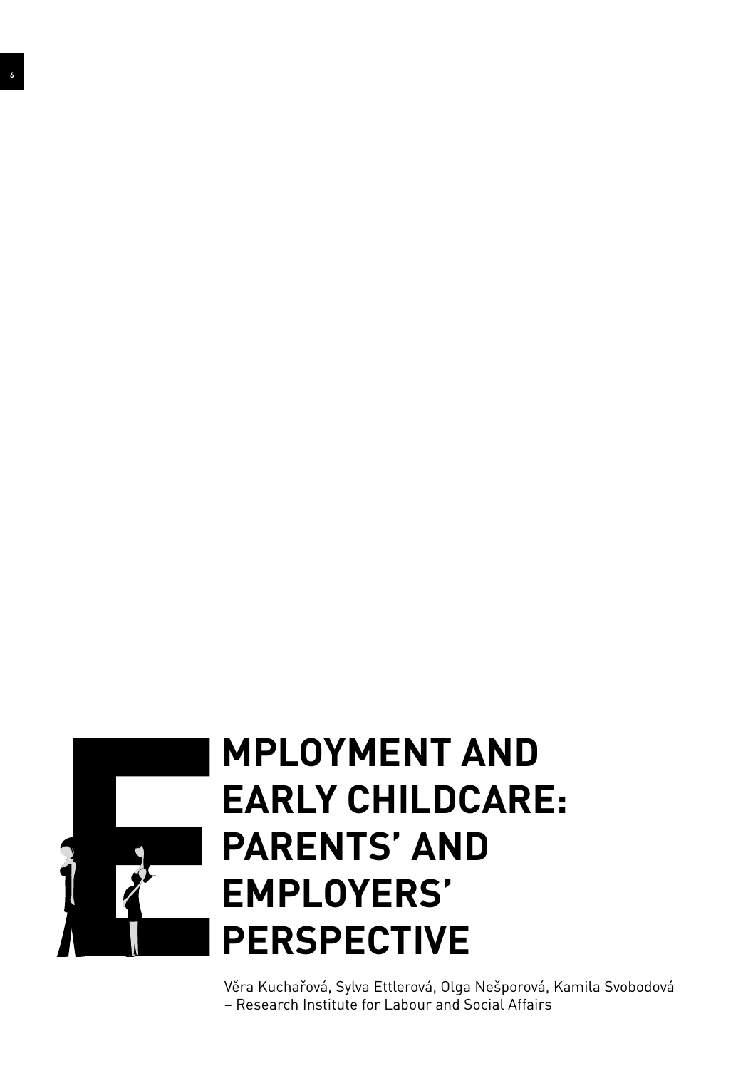# EMPLOYMENT AND EARLY CHILDCARE: PARENTS' AND EMPLOYERS' PERSPECTIVE

Věra Kuchařová, Sylva Ettlerová, Olga Nešporová, Kamila Svobodová – Research Institute for Labour and Social Affairs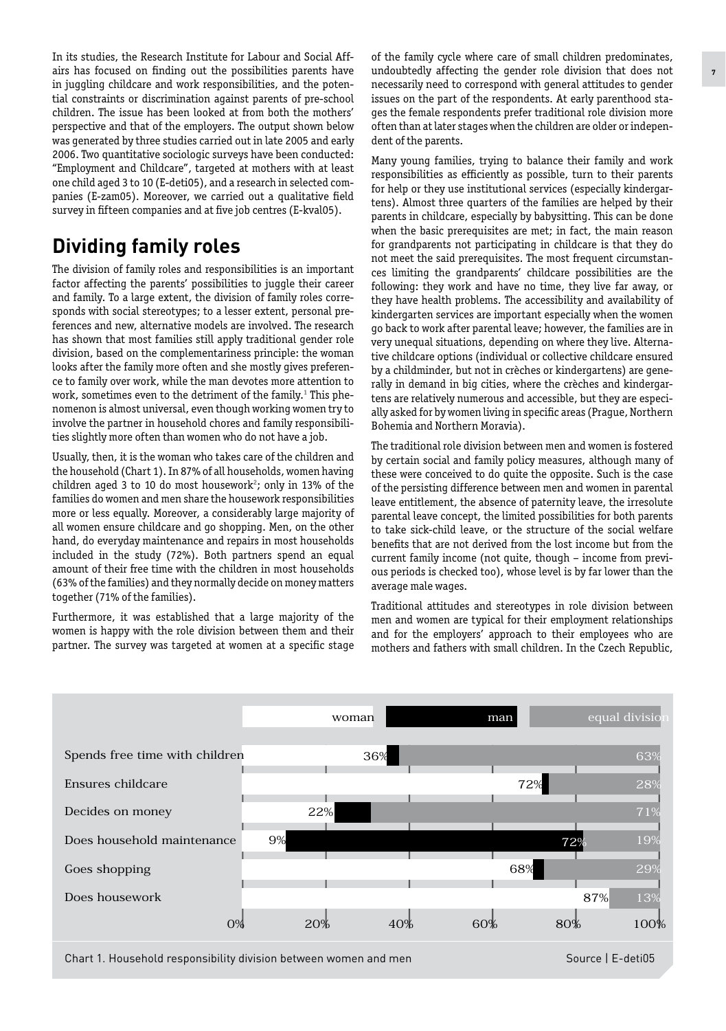In its studies, the Research Institute for Labour and Social Affairs has focused on finding out the possibilities parents have in juggling childcare and work responsibilities, and the potential constraints or discrimination against parents of pre-school children. The issue has been looked at from both the mothers' perspective and that of the employers. The output shown below was generated by three studies carried out in late 2005 and early 2006. Two quantitative sociologic surveys have been conducted: "Employment and Childcare", targeted at mothers with at least one child aged 3 to 10 (E-deti05), and a research in selected companies (E-zam05). Moreover, we carried out a qualitative field survey in fifteen companies and at five job centres (E-kval05).

## Dividing family roles

The division of family roles and responsibilities is an important factor affecting the parents' possibilities to juggle their career and family. To a large extent, the division of family roles corresponds with social stereotypes; to a lesser extent, personal preferences and new, alternative models are involved. The research has shown that most families still apply traditional gender role division, based on the complementariness principle: the woman looks after the family more often and she mostly gives preference to family over work, while the man devotes more attention to work, sometimes even to the detriment of the family.[1] This phenomenon is almost universal, even though working women try to involve the partner in household chores and family responsibilities slightly more often than women who do not have a job.

Usually, then, it is the woman who takes care of the children and the household (Chart 1). In 87% of all households, women having children aged 3 to 10 do most housework[2]; only in 13% of the families do women and men share the housework responsibilities more or less equally. Moreover, a considerably large majority of all women ensure childcare and go shopping. Men, on the other hand, do everyday maintenance and repairs in most households included in the study (72%). Both partners spend an equal amount of their free time with the children in most households (63% of the families) and they normally decide on money matters together (71% of the families).

Furthermore, it was established that a large majority of the women is happy with the role division between them and their partner. The survey was targeted at women at a specific stage of the family cycle where care of small children predominates, undoubtedly affecting the gender role division that does not necessarily need to correspond with general attitudes to gender issues on the part of the respondents. At early parenthood stages the female respondents prefer traditional role division more often than at later stages when the children are older or independent of the parents.

Many young families, trying to balance their family and work responsibilities as efficiently as possible, turn to their parents for help or they use institutional services (especially kindergartens). Almost three quarters of the families are helped by their parents in childcare, especially by babysitting. This can be done when the basic prerequisites are met; in fact, the main reason for grandparents not participating in childcare is that they do not meet the said prerequisites. The most frequent circumstances limiting the grandparents' childcare possibilities are the following: they work and have no time, they live far away, or they have health problems. The accessibility and availability of kindergarten services are important especially when the women go back to work after parental leave; however, the families are in very unequal situations, depending on where they live. Alternative childcare options (individual or collective childcare ensured by a childminder, but not in crèches or kindergartens) are generally in demand in big cities, where the crèches and kindergartens are relatively numerous and accessible, but they are especially asked for by women living in specific areas (Prague, Northern Bohemia and Northern Moravia).

The traditional role division between men and women is fostered by certain social and family policy measures, although many of these were conceived to do quite the opposite. Such is the case of the persisting difference between men and women in parental leave entitlement, the absence of paternity leave, the irresolute parental leave concept, the limited possibilities for both parents to take sick-child leave, or the structure of the social welfare benefits that are not derived from the lost income but from the current family income (not quite, though – income from previous periods is checked too), whose level is by far lower than the average male wages.

Traditional attitudes and stereotypes in role division between men and women are typical for their employment relationships and for the employers' approach to their employees who are mothers and fathers with small children. In the Czech Republic,

| | woman | man | equal division |
|---|---|---|---|
| Spends free time with children | 36% | | 63% |
| Ensures childcare | 72% | | 28% |
| Decides on money | 22% | | 71% |
| Does household maintenance | 9% | 72% | 19% |
| Goes shopping | 68% | | 29% |
| Does housework | 87% | | 13% |

Chart 1. Household responsibility division between women and men — Source | E-deti05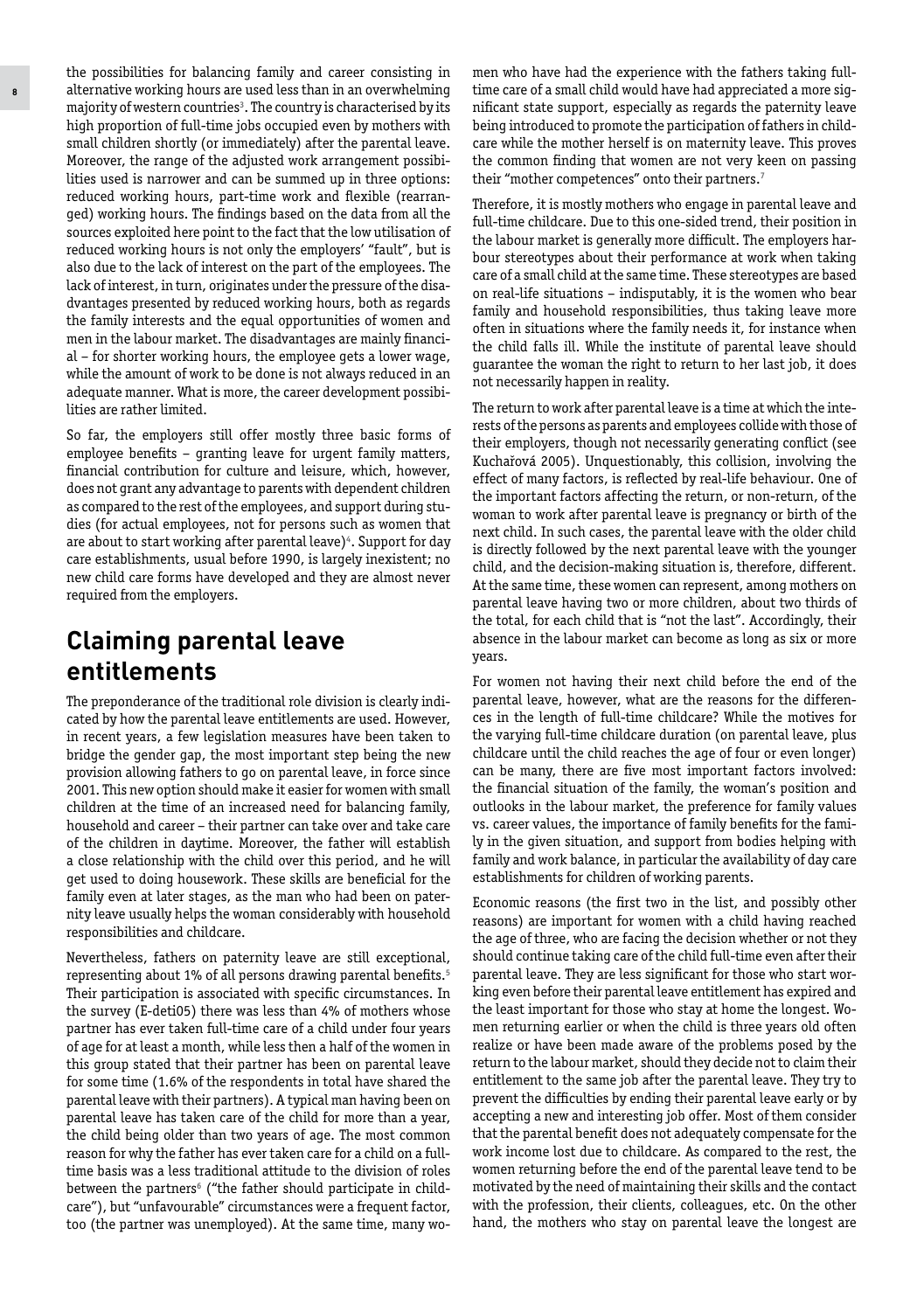the possibilities for balancing family and career consisting in alternative working hours are used less than in an overwhelming majority of western countries[3]. The country is characterised by its high proportion of full-time jobs occupied even by mothers with small children shortly (or immediately) after the parental leave. Moreover, the range of the adjusted work arrangement possibilities used is narrower and can be summed up in three options: reduced working hours, part-time work and flexible (rearranged) working hours. The findings based on the data from all the sources exploited here point to the fact that the low utilisation of reduced working hours is not only the employers' "fault", but is also due to the lack of interest on the part of the employees. The lack of interest, in turn, originates under the pressure of the disadvantages presented by reduced working hours, both as regards the family interests and the equal opportunities of women and men in the labour market. The disadvantages are mainly financial – for shorter working hours, the employee gets a lower wage, while the amount of work to be done is not always reduced in an adequate manner. What is more, the career development possibilities are rather limited.

So far, the employers still offer mostly three basic forms of employee benefits – granting leave for urgent family matters, financial contribution for culture and leisure, which, however, does not grant any advantage to parents with dependent children as compared to the rest of the employees, and support during studies (for actual employees, not for persons such as women that are about to start working after parental leave)[4]. Support for day care establishments, usual before 1990, is largely inexistent; no new child care forms have developed and they are almost never required from the employers.

## Claiming parental leave entitlements

The preponderance of the traditional role division is clearly indicated by how the parental leave entitlements are used. However, in recent years, a few legislation measures have been taken to bridge the gender gap, the most important step being the new provision allowing fathers to go on parental leave, in force since 2001. This new option should make it easier for women with small children at the time of an increased need for balancing family, household and career – their partner can take over and take care of the children in daytime. Moreover, the father will establish a close relationship with the child over this period, and he will get used to doing housework. These skills are beneficial for the family even at later stages, as the man who had been on paternity leave usually helps the woman considerably with household responsibilities and childcare.

Nevertheless, fathers on paternity leave are still exceptional, representing about 1% of all persons drawing parental benefits.[5] Their participation is associated with specific circumstances. In the survey (E-deti05) there was less than 4% of mothers whose partner has ever taken full-time care of a child under four years of age for at least a month, while less then a half of the women in this group stated that their partner has been on parental leave for some time (1.6% of the respondents in total have shared the parental leave with their partners). A typical man having been on parental leave has taken care of the child for more than a year, the child being older than two years of age. The most common reason for why the father has ever taken care for a child on a full-time basis was a less traditional attitude to the division of roles between the partners[6] ("the father should participate in childcare"), but "unfavourable" circumstances were a frequent factor, too (the partner was unemployed). At the same time, many women who have had the experience with the fathers taking full-time care of a small child would have had appreciated a more significant state support, especially as regards the paternity leave being introduced to promote the participation of fathers in childcare while the mother herself is on maternity leave. This proves the common finding that women are not very keen on passing their "mother competences" onto their partners.[7]

Therefore, it is mostly mothers who engage in parental leave and full-time childcare. Due to this one-sided trend, their position in the labour market is generally more difficult. The employers harbour stereotypes about their performance at work when taking care of a small child at the same time. These stereotypes are based on real-life situations – indisputably, it is the women who bear family and household responsibilities, thus taking leave more often in situations where the family needs it, for instance when the child falls ill. While the institute of parental leave should guarantee the woman the right to return to her last job, it does not necessarily happen in reality.

The return to work after parental leave is a time at which the interests of the persons as parents and employees collide with those of their employers, though not necessarily generating conflict (see Kuchařová 2005). Unquestionably, this collision, involving the effect of many factors, is reflected by real-life behaviour. One of the important factors affecting the return, or non-return, of the woman to work after parental leave is pregnancy or birth of the next child. In such cases, the parental leave with the older child is directly followed by the next parental leave with the younger child, and the decision-making situation is, therefore, different. At the same time, these women can represent, among mothers on parental leave having two or more children, about two thirds of the total, for each child that is "not the last". Accordingly, their absence in the labour market can become as long as six or more years.

For women not having their next child before the end of the parental leave, however, what are the reasons for the differences in the length of full-time childcare? While the motives for the varying full-time childcare duration (on parental leave, plus childcare until the child reaches the age of four or even longer) can be many, there are five most important factors involved: the financial situation of the family, the woman's position and outlooks in the labour market, the preference for family values vs. career values, the importance of family benefits for the family in the given situation, and support from bodies helping with family and work balance, in particular the availability of day care establishments for children of working parents.

Economic reasons (the first two in the list, and possibly other reasons) are important for women with a child having reached the age of three, who are facing the decision whether or not they should continue taking care of the child full-time even after their parental leave. They are less significant for those who start working even before their parental leave entitlement has expired and the least important for those who stay at home the longest. Women returning earlier or when the child is three years old often realize or have been made aware of the problems posed by the return to the labour market, should they decide not to claim their entitlement to the same job after the parental leave. They try to prevent the difficulties by ending their parental leave early or by accepting a new and interesting job offer. Most of them consider that the parental benefit does not adequately compensate for the work income lost due to childcare. As compared to the rest, the women returning before the end of the parental leave tend to be motivated by the need of maintaining their skills and the contact with the profession, their clients, colleagues, etc. On the other hand, the mothers who stay on parental leave the longest are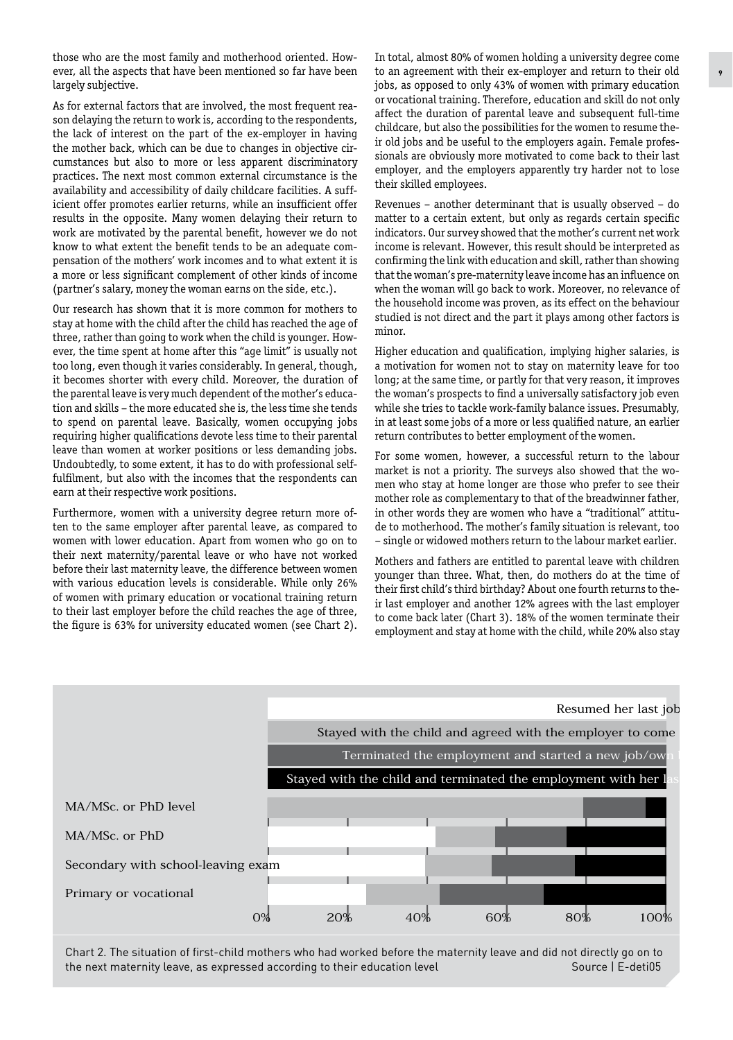those who are the most family and motherhood oriented. However, all the aspects that have been mentioned so far have been largely subjective.

As for external factors that are involved, the most frequent reason delaying the return to work is, according to the respondents, the lack of interest on the part of the ex-employer in having the mother back, which can be due to changes in objective circumstances but also to more or less apparent discriminatory practices. The next most common external circumstance is the availability and accessibility of daily childcare facilities. A sufficient offer promotes earlier returns, while an insufficient offer results in the opposite. Many women delaying their return to work are motivated by the parental benefit, however we do not know to what extent the benefit tends to be an adequate compensation of the mothers' work incomes and to what extent it is a more or less significant complement of other kinds of income (partner's salary, money the woman earns on the side, etc.).

Our research has shown that it is more common for mothers to stay at home with the child after the child has reached the age of three, rather than going to work when the child is younger. However, the time spent at home after this "age limit" is usually not too long, even though it varies considerably. In general, though, it becomes shorter with every child. Moreover, the duration of the parental leave is very much dependent of the mother's education and skills – the more educated she is, the less time she tends to spend on parental leave. Basically, women occupying jobs requiring higher qualifications devote less time to their parental leave than women at worker positions or less demanding jobs. Undoubtedly, to some extent, it has to do with professional self-fulfilment, but also with the incomes that the respondents can earn at their respective work positions.

Furthermore, women with a university degree return more often to the same employer after parental leave, as compared to women with lower education. Apart from women who go on to their next maternity/parental leave or who have not worked before their last maternity leave, the difference between women with various education levels is considerable. While only 26% of women with primary education or vocational training return to their last employer before the child reaches the age of three, the figure is 63% for university educated women (see Chart 2). In total, almost 80% of women holding a university degree come to an agreement with their ex-employer and return to their old jobs, as opposed to only 43% of women with primary education or vocational training. Therefore, education and skill do not only affect the duration of parental leave and subsequent full-time childcare, but also the possibilities for the women to resume their old jobs and be useful to the employers again. Female professionals are obviously more motivated to come back to their last employer, and the employers apparently try harder not to lose their skilled employees.

Revenues – another determinant that is usually observed – do matter to a certain extent, but only as regards certain specific indicators. Our survey showed that the mother's current net work income is relevant. However, this result should be interpreted as confirming the link with education and skill, rather than showing that the woman's pre-maternity leave income has an influence on when the woman will go back to work. Moreover, no relevance of the household income was proven, as its effect on the behaviour studied is not direct and the part it plays among other factors is minor.

Higher education and qualification, implying higher salaries, is a motivation for women not to stay on maternity leave for too long; at the same time, or partly for that very reason, it improves the woman's prospects to find a universally satisfactory job even while she tries to tackle work-family balance issues. Presumably, in at least some jobs of a more or less qualified nature, an earlier return contributes to better employment of the women.

For some women, however, a successful return to the labour market is not a priority. The surveys also showed that the women who stay at home longer are those who prefer to see their mother role as complementary to that of the breadwinner father, in other words they are women who have a "traditional" attitude to motherhood. The mother's family situation is relevant, too – single or widowed mothers return to the labour market earlier.

Mothers and fathers are entitled to parental leave with children younger than three. What, then, do mothers do at the time of their first child's third birthday? About one fourth returns to their last employer and another 12% agrees with the last employer to come back later (Chart 3). 18% of the women terminate their employment and stay at home with the child, while 20% also stay

Legend: Resumed her last job; Stayed with the child and agreed with the employer to come back; Terminated the employment and started a new job/own business; Stayed with the child and terminated the employment with her last employer

Categories: MA/MSc. or PhD level; MA/MSc. or PhD; Secondary with school-leaving exam; Primary or vocational

Axis: 0%, 20%, 40%, 60%, 80%, 100%

Chart 2. The situation of first-child mothers who had worked before the maternity leave and did not directly go on to the next maternity leave, as expressed according to their education level Source | E-deti05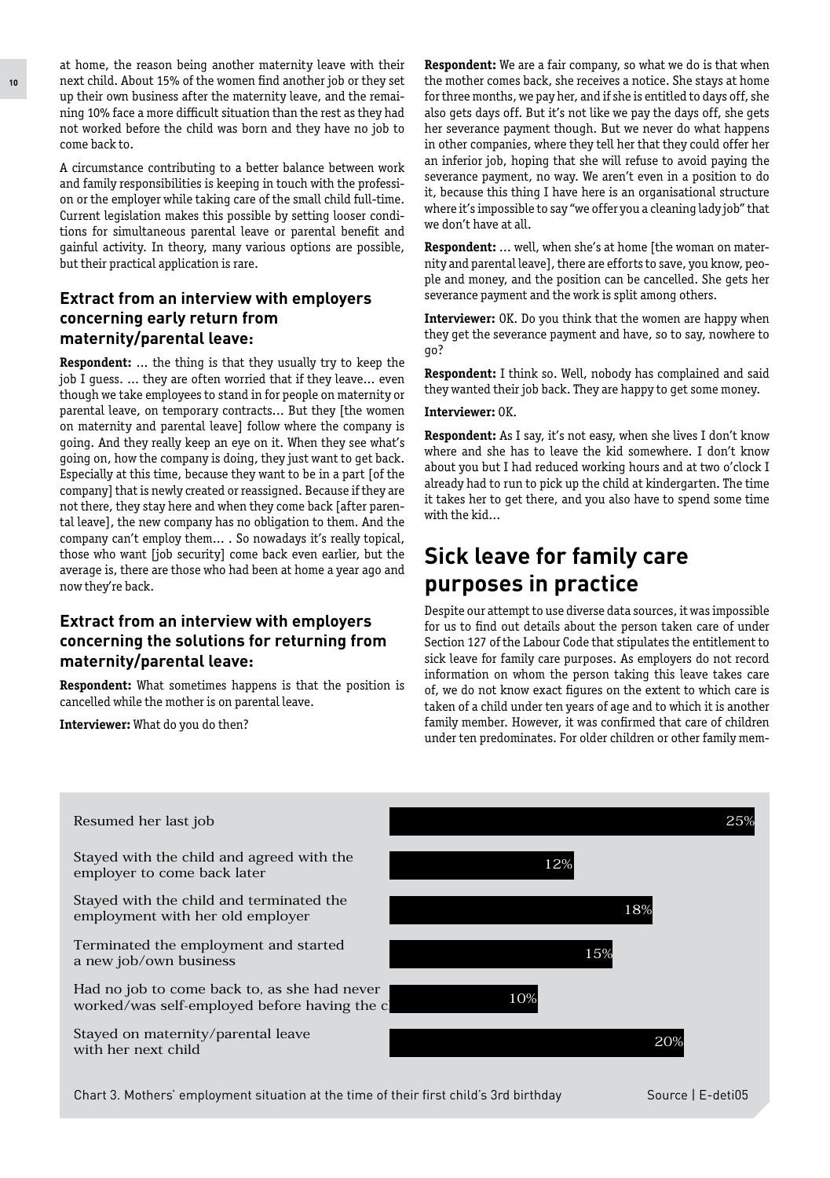at home, the reason being another maternity leave with their next child. About 15% of the women find another job or they set up their own business after the maternity leave, and the remaining 10% face a more difficult situation than the rest as they had not worked before the child was born and they have no job to come back to.

A circumstance contributing to a better balance between work and family responsibilities is keeping in touch with the profession or the employer while taking care of the small child full-time. Current legislation makes this possible by setting looser conditions for simultaneous parental leave or parental benefit and gainful activity. In theory, many various options are possible, but their practical application is rare.

### Extract from an interview with employers concerning early return from maternity/parental leave:

**Respondent:** ... the thing is that they usually try to keep the job I guess. ... they are often worried that if they leave... even though we take employees to stand in for people on maternity or parental leave, on temporary contracts... But they [the women on maternity and parental leave] follow where the company is going. And they really keep an eye on it. When they see what's going on, how the company is doing, they just want to get back. Especially at this time, because they want to be in a part [of the company] that is newly created or reassigned. Because if they are not there, they stay here and when they come back [after parental leave], the new company has no obligation to them. And the company can't employ them... . So nowadays it's really topical, those who want [job security] come back even earlier, but the average is, there are those who had been at home a year ago and now they're back.

### Extract from an interview with employers concerning the solutions for returning from maternity/parental leave:

**Respondent:** What sometimes happens is that the position is cancelled while the mother is on parental leave.

**Interviewer:** What do you do then?

**Respondent:** We are a fair company, so what we do is that when the mother comes back, she receives a notice. She stays at home for three months, we pay her, and if she is entitled to days off, she also gets days off. But it's not like we pay the days off, she gets her severance payment though. But we never do what happens in other companies, where they tell her that they could offer her an inferior job, hoping that she will refuse to avoid paying the severance payment, no way. We aren't even in a position to do it, because this thing I have here is an organisational structure where it's impossible to say "we offer you a cleaning lady job" that we don't have at all.

**Respondent:** ... well, when she's at home [the woman on maternity and parental leave], there are efforts to save, you know, people and money, and the position can be cancelled. She gets her severance payment and the work is split among others.

**Interviewer:** OK. Do you think that the women are happy when they get the severance payment and have, so to say, nowhere to go?

**Respondent:** I think so. Well, nobody has complained and said they wanted their job back. They are happy to get some money.

**Interviewer:** OK.

**Respondent:** As I say, it's not easy, when she lives I don't know where and she has to leave the kid somewhere. I don't know about you but I had reduced working hours and at two o'clock I already had to run to pick up the child at kindergarten. The time it takes her to get there, and you also have to spend some time with the kid...

## Sick leave for family care purposes in practice

Despite our attempt to use diverse data sources, it was impossible for us to find out details about the person taken care of under Section 127 of the Labour Code that stipulates the entitlement to sick leave for family care purposes. As employers do not record information on whom the person taking this leave takes care of, we do not know exact figures on the extent to which care is taken of a child under ten years of age and to which it is another family member. However, it was confirmed that care of children under ten predominates. For older children or other family mem-

| Situation | Share |
|---|---|
| Resumed her last job | 25% |
| Stayed with the child and agreed with the employer to come back later | 12% |
| Stayed with the child and terminated the employment with her old employer | 18% |
| Terminated the employment and started a new job/own business | 15% |
| Had no job to come back to, as she had never worked/was self-employed before having the c | 10% |
| Stayed on maternity/parental leave with her next child | 20% |

Chart 3. Mothers' employment situation at the time of their first child's 3rd birthday — Source | E-deti05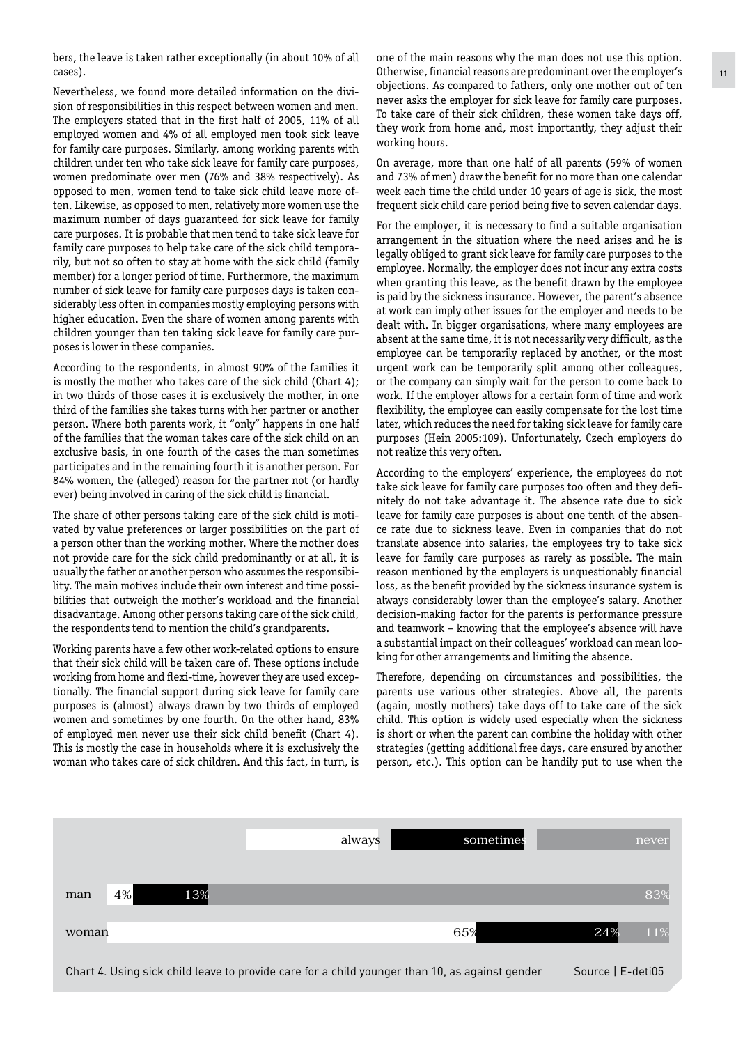bers, the leave is taken rather exceptionally (in about 10% of all cases).

Nevertheless, we found more detailed information on the division of responsibilities in this respect between women and men. The employers stated that in the first half of 2005, 11% of all employed women and 4% of all employed men took sick leave for family care purposes. Similarly, among working parents with children under ten who take sick leave for family care purposes, women predominate over men (76% and 38% respectively). As opposed to men, women tend to take sick child leave more often. Likewise, as opposed to men, relatively more women use the maximum number of days guaranteed for sick leave for family care purposes. It is probable that men tend to take sick leave for family care purposes to help take care of the sick child temporarily, but not so often to stay at home with the sick child (family member) for a longer period of time. Furthermore, the maximum number of sick leave for family care purposes days is taken considerably less often in companies mostly employing persons with higher education. Even the share of women among parents with children younger than ten taking sick leave for family care purposes is lower in these companies.

According to the respondents, in almost 90% of the families it is mostly the mother who takes care of the sick child (Chart 4); in two thirds of those cases it is exclusively the mother, in one third of the families she takes turns with her partner or another person. Where both parents work, it "only" happens in one half of the families that the woman takes care of the sick child on an exclusive basis, in one fourth of the cases the man sometimes participates and in the remaining fourth it is another person. For 84% women, the (alleged) reason for the partner not (or hardly ever) being involved in caring of the sick child is financial.

The share of other persons taking care of the sick child is motivated by value preferences or larger possibilities on the part of a person other than the working mother. Where the mother does not provide care for the sick child predominantly or at all, it is usually the father or another person who assumes the responsibility. The main motives include their own interest and time possibilities that outweigh the mother's workload and the financial disadvantage. Among other persons taking care of the sick child, the respondents tend to mention the child's grandparents.

Working parents have a few other work-related options to ensure that their sick child will be taken care of. These options include working from home and flexi-time, however they are used exceptionally. The financial support during sick leave for family care purposes is (almost) always drawn by two thirds of employed women and sometimes by one fourth. On the other hand, 83% of employed men never use their sick child benefit (Chart 4). This is mostly the case in households where it is exclusively the woman who takes care of sick children. And this fact, in turn, is one of the main reasons why the man does not use this option. Otherwise, financial reasons are predominant over the employer's objections. As compared to fathers, only one mother out of ten never asks the employer for sick leave for family care purposes. To take care of their sick children, these women take days off, they work from home and, most importantly, they adjust their working hours.

On average, more than one half of all parents (59% of women and 73% of men) draw the benefit for no more than one calendar week each time the child under 10 years of age is sick, the most frequent sick child care period being five to seven calendar days.

For the employer, it is necessary to find a suitable organisation arrangement in the situation where the need arises and he is legally obliged to grant sick leave for family care purposes to the employee. Normally, the employer does not incur any extra costs when granting this leave, as the benefit drawn by the employee is paid by the sickness insurance. However, the parent's absence at work can imply other issues for the employer and needs to be dealt with. In bigger organisations, where many employees are absent at the same time, it is not necessarily very difficult, as the employee can be temporarily replaced by another, or the most urgent work can be temporarily split among other colleagues, or the company can simply wait for the person to come back to work. If the employer allows for a certain form of time and work flexibility, the employee can easily compensate for the lost time later, which reduces the need for taking sick leave for family care purposes (Hein 2005:109). Unfortunately, Czech employers do not realize this very often.

According to the employers' experience, the employees do not take sick leave for family care purposes too often and they definitely do not take advantage it. The absence rate due to sick leave for family care purposes is about one tenth of the absence rate due to sickness leave. Even in companies that do not translate absence into salaries, the employees try to take sick leave for family care purposes as rarely as possible. The main reason mentioned by the employers is unquestionably financial loss, as the benefit provided by the sickness insurance system is always considerably lower than the employee's salary. Another decision-making factor for the parents is performance pressure and teamwork – knowing that the employee's absence will have a substantial impact on their colleagues' workload can mean looking for other arrangements and limiting the absence.

Therefore, depending on circumstances and possibilities, the parents use various other strategies. Above all, the parents (again, mostly mothers) take days off to take care of the sick child. This option is widely used especially when the sickness is short or when the parent can combine the holiday with other strategies (getting additional free days, care ensured by another person, etc.). This option can be handily put to use when the

|  | always | sometimes | never |
|---|---|---|---|
| man | 4% | 13% | 83% |
| woman | 65% | 24% | 11% |

Chart 4. Using sick child leave to provide care for a child younger than 10, as against gender — Source | E-deti05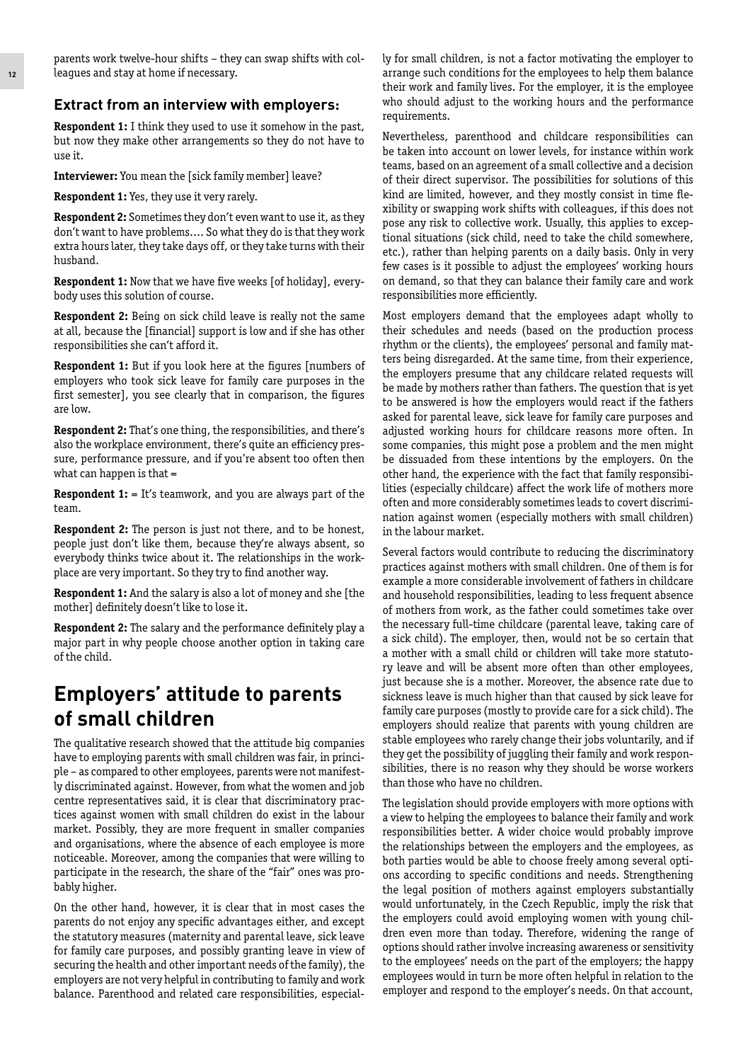parents work twelve-hour shifts – they can swap shifts with colleagues and stay at home if necessary.

### Extract from an interview with employers:

**Respondent 1:** I think they used to use it somehow in the past, but now they make other arrangements so they do not have to use it.

**Interviewer:** You mean the [sick family member] leave?

**Respondent 1:** Yes, they use it very rarely.

**Respondent 2:** Sometimes they don't even want to use it, as they don't want to have problems…. So what they do is that they work extra hours later, they take days off, or they take turns with their husband.

**Respondent 1:** Now that we have five weeks [of holiday], everybody uses this solution of course.

**Respondent 2:** Being on sick child leave is really not the same at all, because the [financial] support is low and if she has other responsibilities she can't afford it.

**Respondent 1:** But if you look here at the figures [numbers of employers who took sick leave for family care purposes in the first semester], you see clearly that in comparison, the figures are low.

**Respondent 2:** That's one thing, the responsibilities, and there's also the workplace environment, there's quite an efficiency pressure, performance pressure, and if you're absent too often then what can happen is that =

**Respondent 1:** = It's teamwork, and you are always part of the team.

**Respondent 2:** The person is just not there, and to be honest, people just don't like them, because they're always absent, so everybody thinks twice about it. The relationships in the workplace are very important. So they try to find another way.

**Respondent 1:** And the salary is also a lot of money and she [the mother] definitely doesn't like to lose it.

**Respondent 2:** The salary and the performance definitely play a major part in why people choose another option in taking care of the child.

## Employers' attitude to parents of small children

The qualitative research showed that the attitude big companies have to employing parents with small children was fair, in principle – as compared to other employees, parents were not manifestly discriminated against. However, from what the women and job centre representatives said, it is clear that discriminatory practices against women with small children do exist in the labour market. Possibly, they are more frequent in smaller companies and organisations, where the absence of each employee is more noticeable. Moreover, among the companies that were willing to participate in the research, the share of the "fair" ones was probably higher.

On the other hand, however, it is clear that in most cases the parents do not enjoy any specific advantages either, and except the statutory measures (maternity and parental leave, sick leave for family care purposes, and possibly granting leave in view of securing the health and other important needs of the family), the employers are not very helpful in contributing to family and work balance. Parenthood and related care responsibilities, especially for small children, is not a factor motivating the employer to arrange such conditions for the employees to help them balance their work and family lives. For the employer, it is the employee who should adjust to the working hours and the performance requirements.

Nevertheless, parenthood and childcare responsibilities can be taken into account on lower levels, for instance within work teams, based on an agreement of a small collective and a decision of their direct supervisor. The possibilities for solutions of this kind are limited, however, and they mostly consist in time flexibility or swapping work shifts with colleagues, if this does not pose any risk to collective work. Usually, this applies to exceptional situations (sick child, need to take the child somewhere, etc.), rather than helping parents on a daily basis. Only in very few cases is it possible to adjust the employees' working hours on demand, so that they can balance their family care and work responsibilities more efficiently.

Most employers demand that the employees adapt wholly to their schedules and needs (based on the production process rhythm or the clients), the employees' personal and family matters being disregarded. At the same time, from their experience, the employers presume that any childcare related requests will be made by mothers rather than fathers. The question that is yet to be answered is how the employers would react if the fathers asked for parental leave, sick leave for family care purposes and adjusted working hours for childcare reasons more often. In some companies, this might pose a problem and the men might be dissuaded from these intentions by the employers. On the other hand, the experience with the fact that family responsibilities (especially childcare) affect the work life of mothers more often and more considerably sometimes leads to covert discrimination against women (especially mothers with small children) in the labour market.

Several factors would contribute to reducing the discriminatory practices against mothers with small children. One of them is for example a more considerable involvement of fathers in childcare and household responsibilities, leading to less frequent absence of mothers from work, as the father could sometimes take over the necessary full-time childcare (parental leave, taking care of a sick child). The employer, then, would not be so certain that a mother with a small child or children will take more statutory leave and will be absent more often than other employees, just because she is a mother. Moreover, the absence rate due to sickness leave is much higher than that caused by sick leave for family care purposes (mostly to provide care for a sick child). The employers should realize that parents with young children are stable employees who rarely change their jobs voluntarily, and if they get the possibility of juggling their family and work responsibilities, there is no reason why they should be worse workers than those who have no children.

The legislation should provide employers with more options with a view to helping the employees to balance their family and work responsibilities better. A wider choice would probably improve the relationships between the employers and the employees, as both parties would be able to choose freely among several options according to specific conditions and needs. Strengthening the legal position of mothers against employers substantially would unfortunately, in the Czech Republic, imply the risk that the employers could avoid employing women with young children even more than today. Therefore, widening the range of options should rather involve increasing awareness or sensitivity to the employees' needs on the part of the employers; the happy employees would in turn be more often helpful in relation to the employer and respond to the employer's needs. On that account,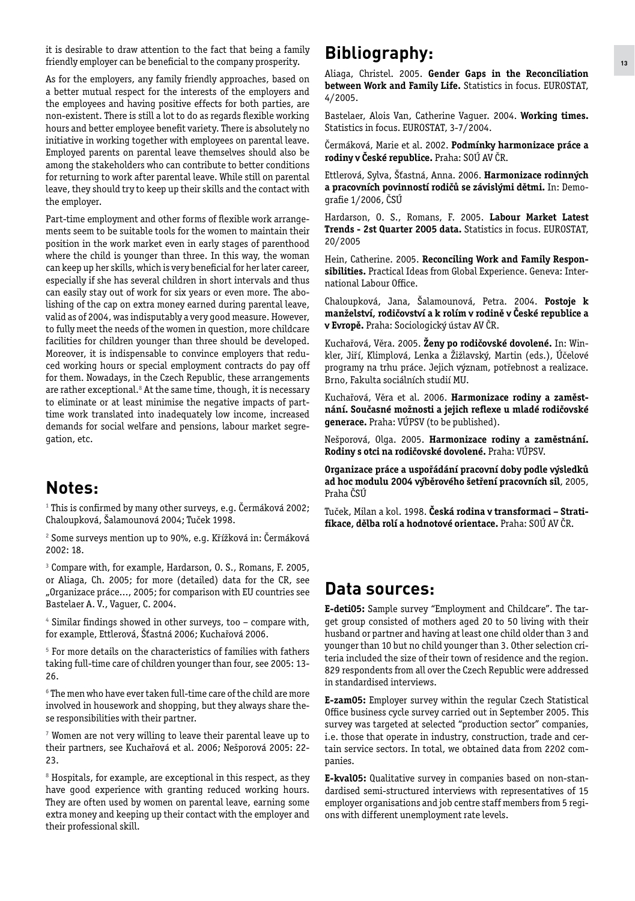it is desirable to draw attention to the fact that being a family friendly employer can be beneficial to the company prosperity.

As for the employers, any family friendly approaches, based on a better mutual respect for the interests of the employers and the employees and having positive effects for both parties, are non-existent. There is still a lot to do as regards flexible working hours and better employee benefit variety. There is absolutely no initiative in working together with employees on parental leave. Employed parents on parental leave themselves should also be among the stakeholders who can contribute to better conditions for returning to work after parental leave. While still on parental leave, they should try to keep up their skills and the contact with the employer.

Part-time employment and other forms of flexible work arrangements seem to be suitable tools for the women to maintain their position in the work market even in early stages of parenthood where the child is younger than three. In this way, the woman can keep up her skills, which is very beneficial for her later career, especially if she has several children in short intervals and thus can easily stay out of work for six years or even more. The abolishing of the cap on extra money earned during parental leave, valid as of 2004, was indisputably a very good measure. However, to fully meet the needs of the women in question, more childcare facilities for children younger than three should be developed. Moreover, it is indispensable to convince employers that reduced working hours or special employment contracts do pay off for them. Nowadays, in the Czech Republic, these arrangements are rather exceptional.[8] At the same time, though, it is necessary to eliminate or at least minimise the negative impacts of part-time work translated into inadequately low income, increased demands for social welfare and pensions, labour market segregation, etc.

## Notes:

[1] This is confirmed by many other surveys, e.g. Čermáková 2002; Chaloupková, Šalamounová 2004; Tuček 1998.

[2] Some surveys mention up to 90%, e.g. Křížková in: Čermáková 2002: 18.

[3] Compare with, for example, Hardarson, O. S., Romans, F. 2005, or Aliaga, Ch. 2005; for more (detailed) data for the CR, see „Organizace práce…, 2005; for comparison with EU countries see Bastelaer A. V., Vaguer, C. 2004.

[4] Similar findings showed in other surveys, too – compare with, for example, Ettlerová, Šťastná 2006; Kuchařová 2006.

[5] For more details on the characteristics of families with fathers taking full-time care of children younger than four, see 2005: 13-26.

[6] The men who have ever taken full-time care of the child are more involved in housework and shopping, but they always share these responsibilities with their partner.

[7] Women are not very willing to leave their parental leave up to their partners, see Kuchařová et al. 2006; Nešporová 2005: 22-23.

[8] Hospitals, for example, are exceptional in this respect, as they have good experience with granting reduced working hours. They are often used by women on parental leave, earning some extra money and keeping up their contact with the employer and their professional skill.

## Bibliography:

Aliaga, Christel. 2005. **Gender Gaps in the Reconciliation between Work and Family Life.** Statistics in focus. EUROSTAT, 4/2005.

Bastelaer, Alois Van, Catherine Vaguer. 2004. **Working times.** Statistics in focus. EUROSTAT, 3-7/2004.

Čermáková, Marie et al. 2002. **Podmínky harmonizace práce a rodiny v České republice.** Praha: SOÚ AV ČR.

Ettlerová, Sylva, Šťastná, Anna. 2006. **Harmonizace rodinných a pracovních povinností rodičů se závislými dětmi.** In: Demografie 1/2006, ČSÚ

Hardarson, O. S., Romans, F. 2005. **Labour Market Latest Trends - 2st Quarter 2005 data.** Statistics in focus. EUROSTAT, 20/2005

Hein, Catherine. 2005. **Reconciling Work and Family Responsibilities.** Practical Ideas from Global Experience. Geneva: International Labour Office.

Chaloupková, Jana, Šalamounová, Petra. 2004. **Postoje k manželství, rodičovství a k rolím v rodině v České republice a v Evropě.** Praha: Sociologický ústav AV ČR.

Kuchařová, Věra. 2005. **Ženy po rodičovské dovolené.** In: Winkler, Jiří, Klimplová, Lenka a Žižlavský, Martin (eds.), Účelové programy na trhu práce. Jejich význam, potřebnost a realizace. Brno, Fakulta sociálních studií MU.

Kuchařová, Věra et al. 2006. **Harmonizace rodiny a zaměstnání. Současné možnosti a jejich reflexe u mladé rodičovské generace.** Praha: VÚPSV (to be published).

Nešporová, Olga. 2005. **Harmonizace rodiny a zaměstnání. Rodiny s otci na rodičovské dovolené.** Praha: VÚPSV.

**Organizace práce a uspořádání pracovní doby podle výsledků ad hoc modulu 2004 výběrového šetření pracovních sil**, 2005, Praha ČSÚ

Tuček, Milan a kol. 1998. **Česká rodina v transformaci – Stratifikace, dělba rolí a hodnotové orientace.** Praha: SOÚ AV ČR.

## Data sources:

**E-deti05:** Sample survey "Employment and Childcare". The target group consisted of mothers aged 20 to 50 living with their husband or partner and having at least one child older than 3 and younger than 10 but no child younger than 3. Other selection criteria included the size of their town of residence and the region. 829 respondents from all over the Czech Republic were addressed in standardised interviews.

**E-zam05:** Employer survey within the regular Czech Statistical Office business cycle survey carried out in September 2005. This survey was targeted at selected "production sector" companies, i.e. those that operate in industry, construction, trade and certain service sectors. In total, we obtained data from 2202 companies.

**E-kval05:** Qualitative survey in companies based on non-standardised semi-structured interviews with representatives of 15 employer organisations and job centre staff members from 5 regions with different unemployment rate levels.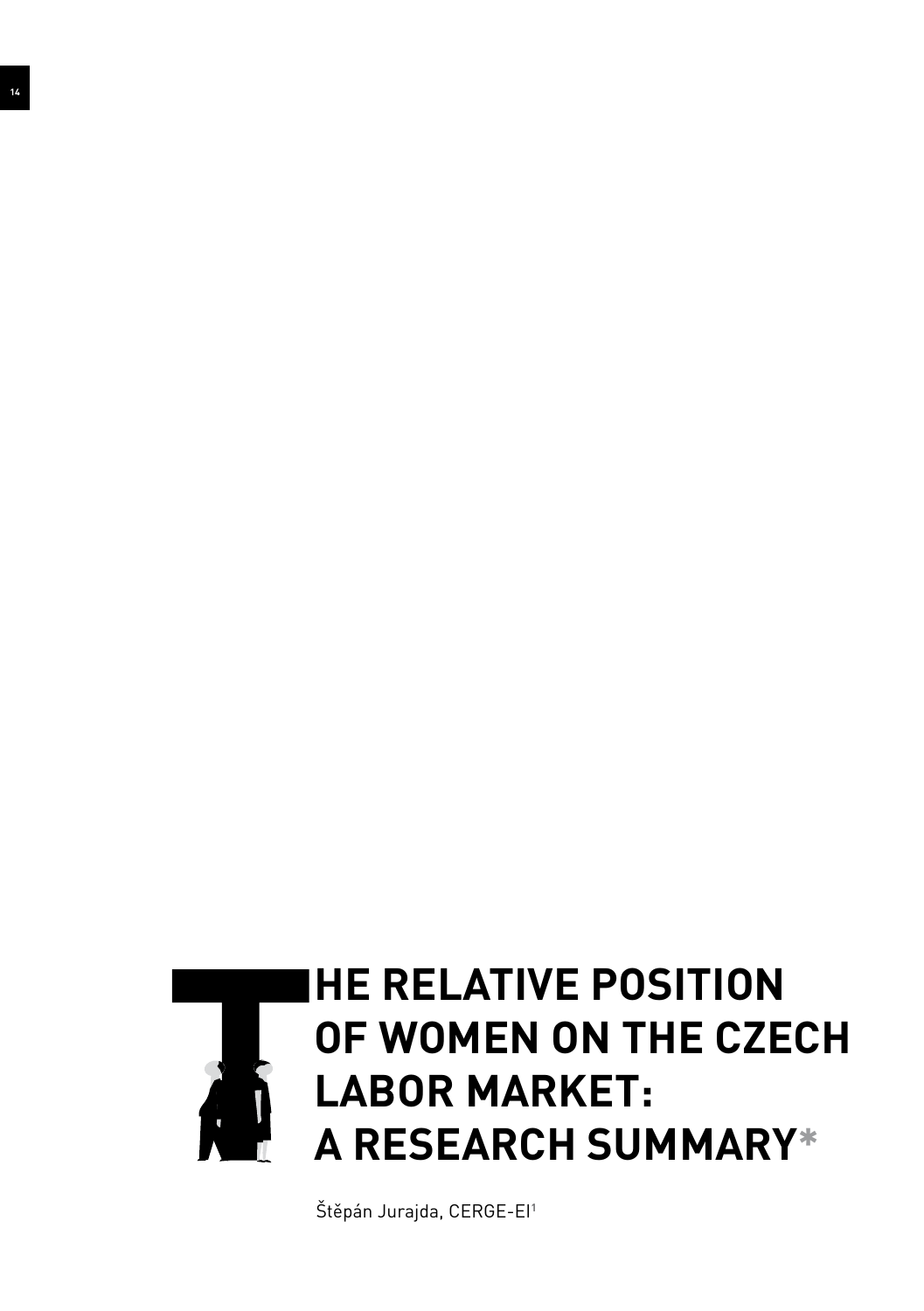# THE RELATIVE POSITION OF WOMEN ON THE CZECH LABOR MARKET: A RESEARCH SUMMARY*

Štěpán Jurajda, CERGE-EI[1]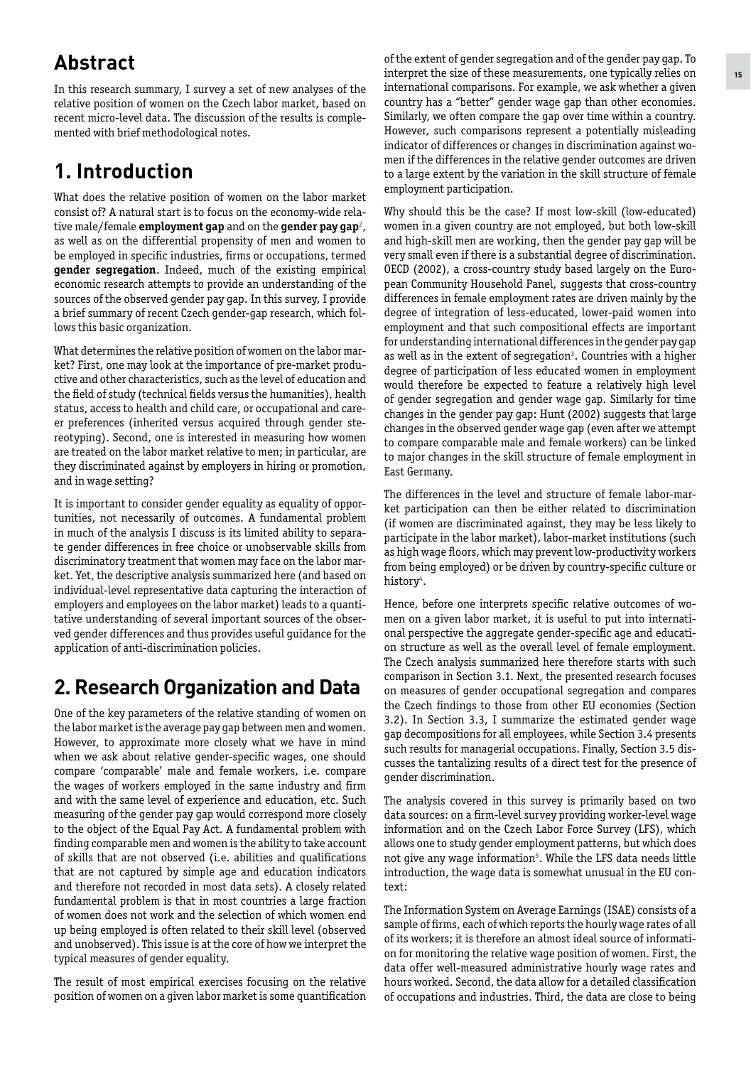## Abstract

In this research summary, I survey a set of new analyses of the relative position of women on the Czech labor market, based on recent micro-level data. The discussion of the results is complemented with brief methodological notes.

## 1. Introduction

What does the relative position of women on the labor market consist of? A natural start is to focus on the economy-wide relative male/female **employment gap** and on the **gender pay gap**[2], as well as on the differential propensity of men and women to be employed in specific industries, firms or occupations, termed **gender segregation**. Indeed, much of the existing empirical economic research attempts to provide an understanding of the sources of the observed gender pay gap. In this survey, I provide a brief summary of recent Czech gender-gap research, which follows this basic organization.

What determines the relative position of women on the labor market? First, one may look at the importance of pre-market productive and other characteristics, such as the level of education and the field of study (technical fields versus the humanities), health status, access to health and child care, or occupational and career preferences (inherited versus acquired through gender stereotyping). Second, one is interested in measuring how women are treated on the labor market relative to men; in particular, are they discriminated against by employers in hiring or promotion, and in wage setting?

It is important to consider gender equality as equality of opportunities, not necessarily of outcomes. A fundamental problem in much of the analysis I discuss is its limited ability to separate gender differences in free choice or unobservable skills from discriminatory treatment that women may face on the labor market. Yet, the descriptive analysis summarized here (and based on individual-level representative data capturing the interaction of employers and employees on the labor market) leads to a quantitative understanding of several important sources of the observed gender differences and thus provides useful guidance for the application of anti-discrimination policies.

## 2. Research Organization and Data

One of the key parameters of the relative standing of women on the labor market is the average pay gap between men and women. However, to approximate more closely what we have in mind when we ask about relative gender-specific wages, one should compare 'comparable' male and female workers, i.e. compare the wages of workers employed in the same industry and firm and with the same level of experience and education, etc. Such measuring of the gender pay gap would correspond more closely to the object of the Equal Pay Act. A fundamental problem with finding comparable men and women is the ability to take account of skills that are not observed (i.e. abilities and qualifications that are not captured by simple age and education indicators and therefore not recorded in most data sets). A closely related fundamental problem is that in most countries a large fraction of women does not work and the selection of which women end up being employed is often related to their skill level (observed and unobserved). This issue is at the core of how we interpret the typical measures of gender equality.

The result of most empirical exercises focusing on the relative position of women on a given labor market is some quantification of the extent of gender segregation and of the gender pay gap. To interpret the size of these measurements, one typically relies on international comparisons. For example, we ask whether a given country has a "better" gender wage gap than other economies. Similarly, we often compare the gap over time within a country. However, such comparisons represent a potentially misleading indicator of differences or changes in discrimination against women if the differences in the relative gender outcomes are driven to a large extent by the variation in the skill structure of female employment participation.

Why should this be the case? If most low-skill (low-educated) women in a given country are not employed, but both low-skill and high-skill men are working, then the gender pay gap will be very small even if there is a substantial degree of discrimination. OECD (2002), a cross-country study based largely on the European Community Household Panel, suggests that cross-country differences in female employment rates are driven mainly by the degree of integration of less-educated, lower-paid women into employment and that such compositional effects are important for understanding international differences in the gender pay gap as well as in the extent of segregation[3]. Countries with a higher degree of participation of less educated women in employment would therefore be expected to feature a relatively high level of gender segregation and gender wage gap. Similarly for time changes in the gender pay gap: Hunt (2002) suggests that large changes in the observed gender wage gap (even after we attempt to compare comparable male and female workers) can be linked to major changes in the skill structure of female employment in East Germany.

The differences in the level and structure of female labor-market participation can then be either related to discrimination (if women are discriminated against, they may be less likely to participate in the labor market), labor-market institutions (such as high wage floors, which may prevent low-productivity workers from being employed) or be driven by country-specific culture or history[4].

Hence, before one interprets specific relative outcomes of women on a given labor market, it is useful to put into international perspective the aggregate gender-specific age and education structure as well as the overall level of female employment. The Czech analysis summarized here therefore starts with such comparison in Section 3.1. Next, the presented research focuses on measures of gender occupational segregation and compares the Czech findings to those from other EU economies (Section 3.2). In Section 3.3, I summarize the estimated gender wage gap decompositions for all employees, while Section 3.4 presents such results for managerial occupations. Finally, Section 3.5 discusses the tantalizing results of a direct test for the presence of gender discrimination.

The analysis covered in this survey is primarily based on two data sources: on a firm-level survey providing worker-level wage information and on the Czech Labor Force Survey (LFS), which allows one to study gender employment patterns, but which does not give any wage information[5]. While the LFS data needs little introduction, the wage data is somewhat unusual in the EU context:

The Information System on Average Earnings (ISAE) consists of a sample of firms, each of which reports the hourly wage rates of all of its workers; it is therefore an almost ideal source of information for monitoring the relative wage position of women. First, the data offer well-measured administrative hourly wage rates and hours worked. Second, the data allow for a detailed classification of occupations and industries. Third, the data are close to being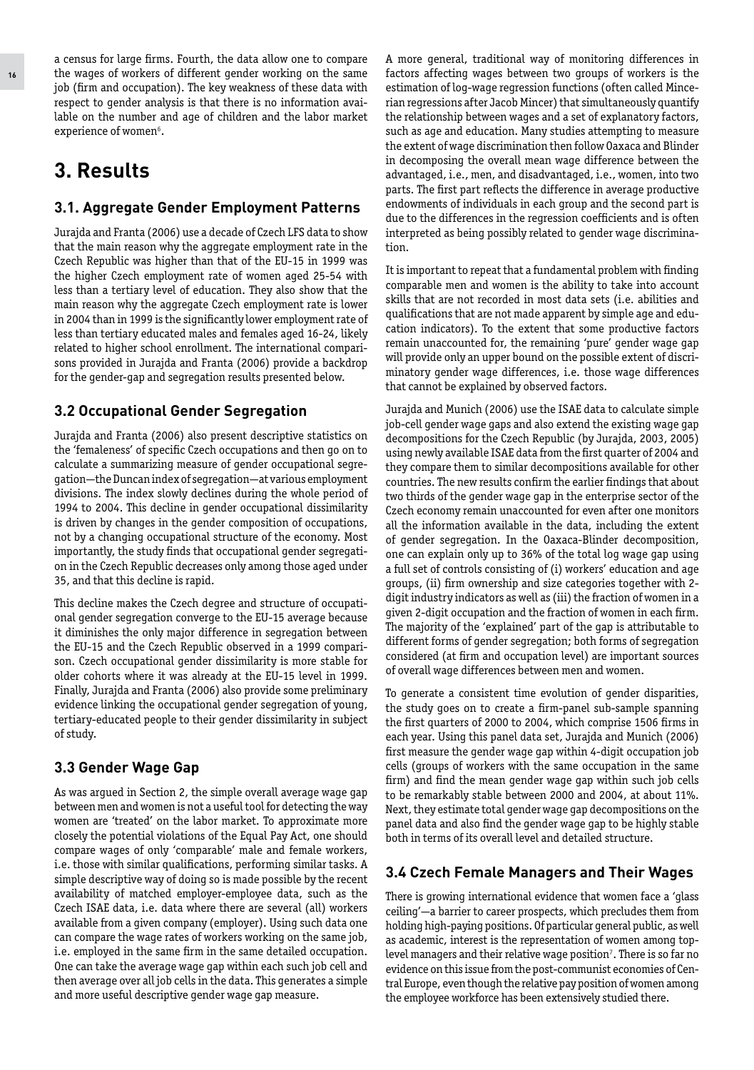a census for large firms. Fourth, the data allow one to compare the wages of workers of different gender working on the same job (firm and occupation). The key weakness of these data with respect to gender analysis is that there is no information available on the number and age of children and the labor market experience of women[6].

# 3. Results

## 3.1. Aggregate Gender Employment Patterns

Jurajda and Franta (2006) use a decade of Czech LFS data to show that the main reason why the aggregate employment rate in the Czech Republic was higher than that of the EU-15 in 1999 was the higher Czech employment rate of women aged 25-54 with less than a tertiary level of education. They also show that the main reason why the aggregate Czech employment rate is lower in 2004 than in 1999 is the significantly lower employment rate of less than tertiary educated males and females aged 16-24, likely related to higher school enrollment. The international comparisons provided in Jurajda and Franta (2006) provide a backdrop for the gender-gap and segregation results presented below.

## 3.2 Occupational Gender Segregation

Jurajda and Franta (2006) also present descriptive statistics on the 'femaleness' of specific Czech occupations and then go on to calculate a summarizing measure of gender occupational segregation—the Duncan index of segregation—at various employment divisions. The index slowly declines during the whole period of 1994 to 2004. This decline in gender occupational dissimilarity is driven by changes in the gender composition of occupations, not by a changing occupational structure of the economy. Most importantly, the study finds that occupational gender segregation in the Czech Republic decreases only among those aged under 35, and that this decline is rapid.

This decline makes the Czech degree and structure of occupational gender segregation converge to the EU-15 average because it diminishes the only major difference in segregation between the EU-15 and the Czech Republic observed in a 1999 comparison. Czech occupational gender dissimilarity is more stable for older cohorts where it was already at the EU-15 level in 1999. Finally, Jurajda and Franta (2006) also provide some preliminary evidence linking the occupational gender segregation of young, tertiary-educated people to their gender dissimilarity in subject of study.

## 3.3 Gender Wage Gap

As was argued in Section 2, the simple overall average wage gap between men and women is not a useful tool for detecting the way women are 'treated' on the labor market. To approximate more closely the potential violations of the Equal Pay Act, one should compare wages of only 'comparable' male and female workers, i.e. those with similar qualifications, performing similar tasks. A simple descriptive way of doing so is made possible by the recent availability of matched employer-employee data, such as the Czech ISAE data, i.e. data where there are several (all) workers available from a given company (employer). Using such data one can compare the wage rates of workers working on the same job, i.e. employed in the same firm in the same detailed occupation. One can take the average wage gap within each such job cell and then average over all job cells in the data. This generates a simple and more useful descriptive gender wage gap measure.

A more general, traditional way of monitoring differences in factors affecting wages between two groups of workers is the estimation of log-wage regression functions (often called Mincerian regressions after Jacob Mincer) that simultaneously quantify the relationship between wages and a set of explanatory factors, such as age and education. Many studies attempting to measure the extent of wage discrimination then follow Oaxaca and Blinder in decomposing the overall mean wage difference between the advantaged, i.e., men, and disadvantaged, i.e., women, into two parts. The first part reflects the difference in average productive endowments of individuals in each group and the second part is due to the differences in the regression coefficients and is often interpreted as being possibly related to gender wage discrimination.

It is important to repeat that a fundamental problem with finding comparable men and women is the ability to take into account skills that are not recorded in most data sets (i.e. abilities and qualifications that are not made apparent by simple age and education indicators). To the extent that some productive factors remain unaccounted for, the remaining 'pure' gender wage gap will provide only an upper bound on the possible extent of discriminatory gender wage differences, i.e. those wage differences that cannot be explained by observed factors.

Jurajda and Munich (2006) use the ISAE data to calculate simple job-cell gender wage gaps and also extend the existing wage gap decompositions for the Czech Republic (by Jurajda, 2003, 2005) using newly available ISAE data from the first quarter of 2004 and they compare them to similar decompositions available for other countries. The new results confirm the earlier findings that about two thirds of the gender wage gap in the enterprise sector of the Czech economy remain unaccounted for even after one monitors all the information available in the data, including the extent of gender segregation. In the Oaxaca-Blinder decomposition, one can explain only up to 36% of the total log wage gap using a full set of controls consisting of (i) workers' education and age groups, (ii) firm ownership and size categories together with 2-digit industry indicators as well as (iii) the fraction of women in a given 2-digit occupation and the fraction of women in each firm. The majority of the 'explained' part of the gap is attributable to different forms of gender segregation; both forms of segregation considered (at firm and occupation level) are important sources of overall wage differences between men and women.

To generate a consistent time evolution of gender disparities, the study goes on to create a firm-panel sub-sample spanning the first quarters of 2000 to 2004, which comprise 1506 firms in each year. Using this panel data set, Jurajda and Munich (2006) first measure the gender wage gap within 4-digit occupation job cells (groups of workers with the same occupation in the same firm) and find the mean gender wage gap within such job cells to be remarkably stable between 2000 and 2004, at about 11%. Next, they estimate total gender wage gap decompositions on the panel data and also find the gender wage gap to be highly stable both in terms of its overall level and detailed structure.

## 3.4 Czech Female Managers and Their Wages

There is growing international evidence that women face a 'glass ceiling'—a barrier to career prospects, which precludes them from holding high-paying positions. Of particular general public, as well as academic, interest is the representation of women among top-level managers and their relative wage position[7]. There is so far no evidence on this issue from the post-communist economies of Central Europe, even though the relative pay position of women among the employee workforce has been extensively studied there.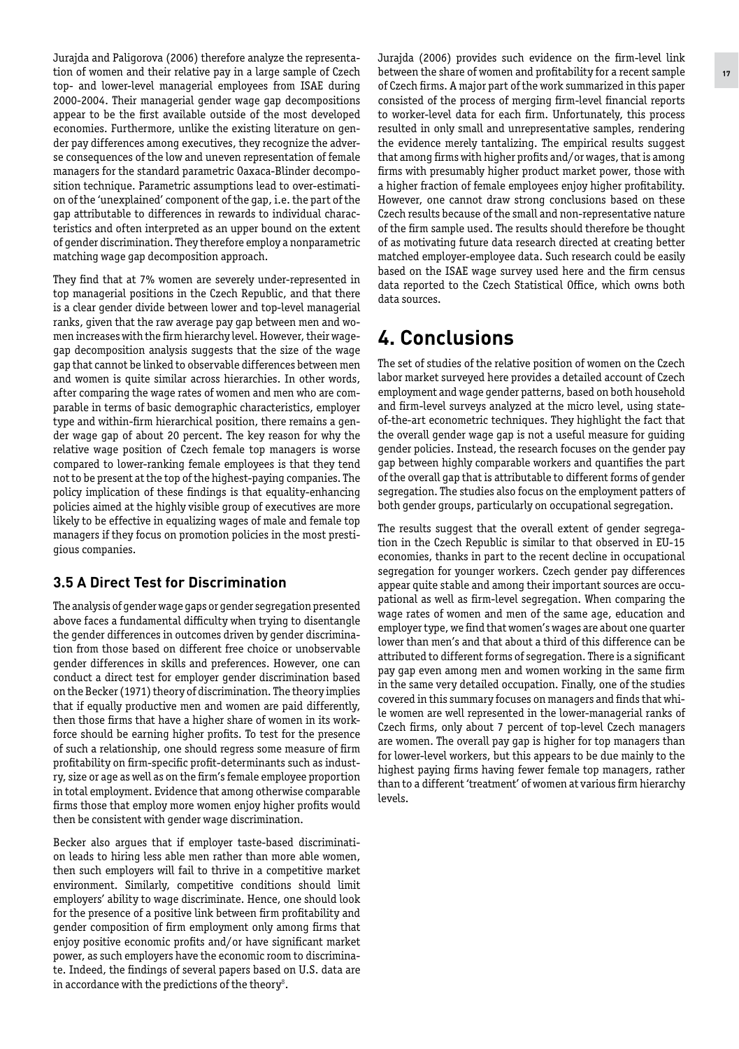Jurajda and Paligorova (2006) therefore analyze the representation of women and their relative pay in a large sample of Czech top- and lower-level managerial employees from ISAE during 2000-2004. Their managerial gender wage gap decompositions appear to be the first available outside of the most developed economies. Furthermore, unlike the existing literature on gender pay differences among executives, they recognize the adverse consequences of the low and uneven representation of female managers for the standard parametric Oaxaca-Blinder decomposition technique. Parametric assumptions lead to over-estimation of the 'unexplained' component of the gap, i.e. the part of the gap attributable to differences in rewards to individual characteristics and often interpreted as an upper bound on the extent of gender discrimination. They therefore employ a nonparametric matching wage gap decomposition approach.

They find that at 7% women are severely under-represented in top managerial positions in the Czech Republic, and that there is a clear gender divide between lower and top-level managerial ranks, given that the raw average pay gap between men and women increases with the firm hierarchy level. However, their wage-gap decomposition analysis suggests that the size of the wage gap that cannot be linked to observable differences between men and women is quite similar across hierarchies. In other words, after comparing the wage rates of women and men who are comparable in terms of basic demographic characteristics, employer type and within-firm hierarchical position, there remains a gender wage gap of about 20 percent. The key reason for why the relative wage position of Czech female top managers is worse compared to lower-ranking female employees is that they tend not to be present at the top of the highest-paying companies. The policy implication of these findings is that equality-enhancing policies aimed at the highly visible group of executives are more likely to be effective in equalizing wages of male and female top managers if they focus on promotion policies in the most prestigious companies.

### 3.5 A Direct Test for Discrimination

The analysis of gender wage gaps or gender segregation presented above faces a fundamental difficulty when trying to disentangle the gender differences in outcomes driven by gender discrimination from those based on different free choice or unobservable gender differences in skills and preferences. However, one can conduct a direct test for employer gender discrimination based on the Becker (1971) theory of discrimination. The theory implies that if equally productive men and women are paid differently, then those firms that have a higher share of women in its workforce should be earning higher profits. To test for the presence of such a relationship, one should regress some measure of firm profitability on firm-specific profit-determinants such as industry, size or age as well as on the firm's female employee proportion in total employment. Evidence that among otherwise comparable firms those that employ more women enjoy higher profits would then be consistent with gender wage discrimination.

Becker also argues that if employer taste-based discrimination leads to hiring less able men rather than more able women, then such employers will fail to thrive in a competitive market environment. Similarly, competitive conditions should limit employers' ability to wage discriminate. Hence, one should look for the presence of a positive link between firm profitability and gender composition of firm employment only among firms that enjoy positive economic profits and/or have significant market power, as such employers have the economic room to discriminate. Indeed, the findings of several papers based on U.S. data are in accordance with the predictions of the theory[8].

Jurajda (2006) provides such evidence on the firm-level link between the share of women and profitability for a recent sample of Czech firms. A major part of the work summarized in this paper consisted of the process of merging firm-level financial reports to worker-level data for each firm. Unfortunately, this process resulted in only small and unrepresentative samples, rendering the evidence merely tantalizing. The empirical results suggest that among firms with higher profits and/or wages, that is among firms with presumably higher product market power, those with a higher fraction of female employees enjoy higher profitability. However, one cannot draw strong conclusions based on these Czech results because of the small and non-representative nature of the firm sample used. The results should therefore be thought of as motivating future data research directed at creating better matched employer-employee data. Such research could be easily based on the ISAE wage survey used here and the firm census data reported to the Czech Statistical Office, which owns both data sources.

## 4. Conclusions

The set of studies of the relative position of women on the Czech labor market surveyed here provides a detailed account of Czech employment and wage gender patterns, based on both household and firm-level surveys analyzed at the micro level, using state-of-the-art econometric techniques. They highlight the fact that the overall gender wage gap is not a useful measure for guiding gender policies. Instead, the research focuses on the gender pay gap between highly comparable workers and quantifies the part of the overall gap that is attributable to different forms of gender segregation. The studies also focus on the employment patters of both gender groups, particularly on occupational segregation.

The results suggest that the overall extent of gender segregation in the Czech Republic is similar to that observed in EU-15 economies, thanks in part to the recent decline in occupational segregation for younger workers. Czech gender pay differences appear quite stable and among their important sources are occupational as well as firm-level segregation. When comparing the wage rates of women and men of the same age, education and employer type, we find that women's wages are about one quarter lower than men's and that about a third of this difference can be attributed to different forms of segregation. There is a significant pay gap even among men and women working in the same firm in the same very detailed occupation. Finally, one of the studies covered in this summary focuses on managers and finds that while women are well represented in the lower-managerial ranks of Czech firms, only about 7 percent of top-level Czech managers are women. The overall pay gap is higher for top managers than for lower-level workers, but this appears to be due mainly to the highest paying firms having fewer female top managers, rather than to a different 'treatment' of women at various firm hierarchy levels.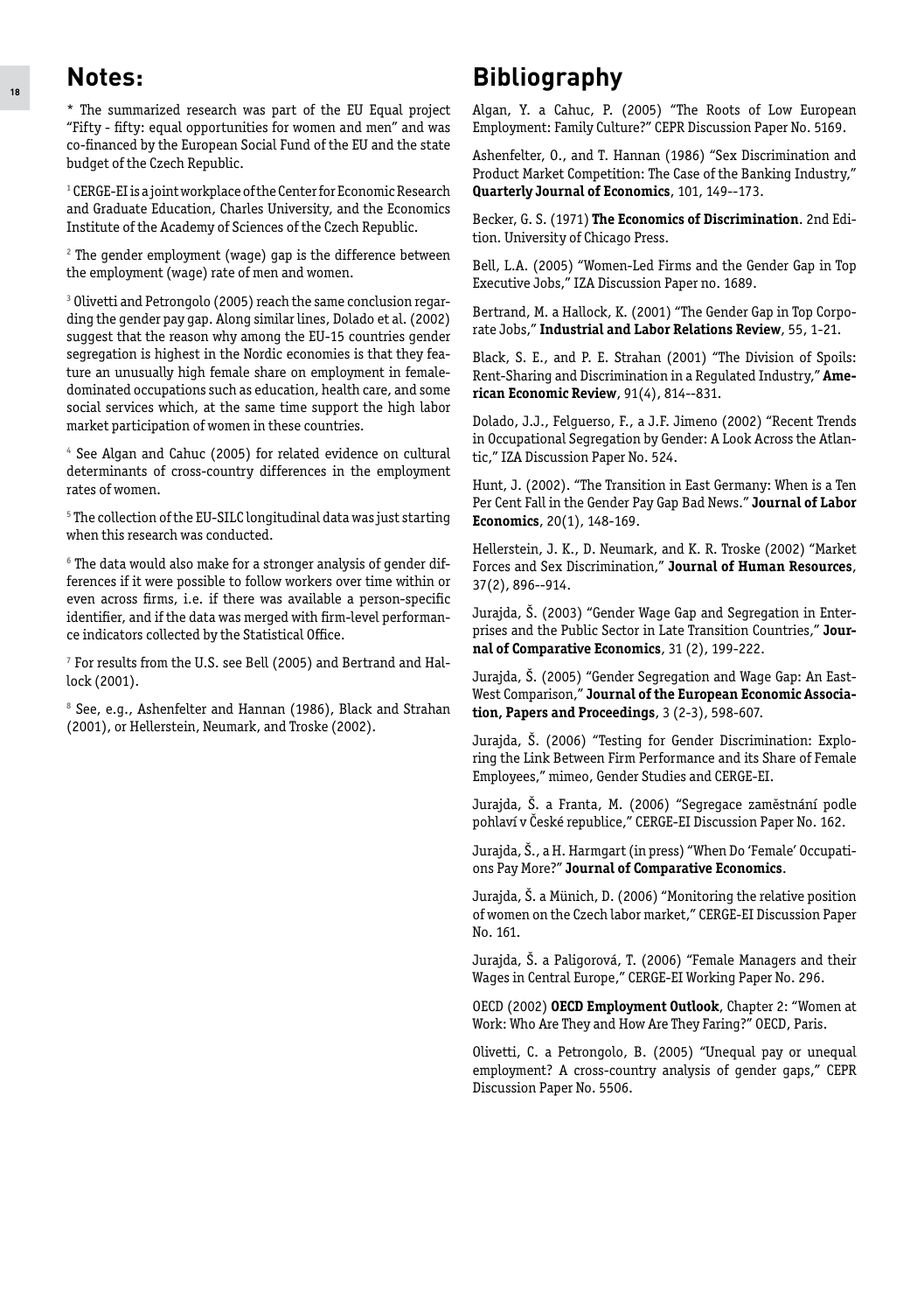## Notes:

* The summarized research was part of the EU Equal project "Fifty - fifty: equal opportunities for women and men" and was co-financed by the European Social Fund of the EU and the state budget of the Czech Republic.

[1] CERGE-EI is a joint workplace of the Center for Economic Research and Graduate Education, Charles University, and the Economics Institute of the Academy of Sciences of the Czech Republic.

[2] The gender employment (wage) gap is the difference between the employment (wage) rate of men and women.

[3] Olivetti and Petrongolo (2005) reach the same conclusion regarding the gender pay gap. Along similar lines, Dolado et al. (2002) suggest that the reason why among the EU-15 countries gender segregation is highest in the Nordic economies is that they feature an unusually high female share on employment in female-dominated occupations such as education, health care, and some social services which, at the same time support the high labor market participation of women in these countries.

[4] See Algan and Cahuc (2005) for related evidence on cultural determinants of cross-country differences in the employment rates of women.

[5] The collection of the EU-SILC longitudinal data was just starting when this research was conducted.

[6] The data would also make for a stronger analysis of gender differences if it were possible to follow workers over time within or even across firms, i.e. if there was available a person-specific identifier, and if the data was merged with firm-level performance indicators collected by the Statistical Office.

[7] For results from the U.S. see Bell (2005) and Bertrand and Hallock (2001).

[8] See, e.g., Ashenfelter and Hannan (1986), Black and Strahan (2001), or Hellerstein, Neumark, and Troske (2002).

## Bibliography

Algan, Y. a Cahuc, P. (2005) "The Roots of Low European Employment: Family Culture?" CEPR Discussion Paper No. 5169.

Ashenfelter, O., and T. Hannan (1986) "Sex Discrimination and Product Market Competition: The Case of the Banking Industry," **Quarterly Journal of Economics**, 101, 149--173.

Becker, G. S. (1971) **The Economics of Discrimination**. 2nd Edition. University of Chicago Press.

Bell, L.A. (2005) "Women-Led Firms and the Gender Gap in Top Executive Jobs," IZA Discussion Paper no. 1689.

Bertrand, M. a Hallock, K. (2001) "The Gender Gap in Top Corporate Jobs," **Industrial and Labor Relations Review**, 55, 1-21.

Black, S. E., and P. E. Strahan (2001) "The Division of Spoils: Rent-Sharing and Discrimination in a Regulated Industry," **American Economic Review**, 91(4), 814--831.

Dolado, J.J., Felguerso, F., a J.F. Jimeno (2002) "Recent Trends in Occupational Segregation by Gender: A Look Across the Atlantic," IZA Discussion Paper No. 524.

Hunt, J. (2002). "The Transition in East Germany: When is a Ten Per Cent Fall in the Gender Pay Gap Bad News." **Journal of Labor Economics**, 20(1), 148-169.

Hellerstein, J. K., D. Neumark, and K. R. Troske (2002) "Market Forces and Sex Discrimination," **Journal of Human Resources**, 37(2), 896--914.

Jurajda, Š. (2003) "Gender Wage Gap and Segregation in Enterprises and the Public Sector in Late Transition Countries," **Journal of Comparative Economics**, 31 (2), 199-222.

Jurajda, Š. (2005) "Gender Segregation and Wage Gap: An East-West Comparison," **Journal of the European Economic Association, Papers and Proceedings**, 3 (2-3), 598-607.

Jurajda, Š. (2006) "Testing for Gender Discrimination: Exploring the Link Between Firm Performance and its Share of Female Employees," mimeo, Gender Studies and CERGE-EI.

Jurajda, Š. a Franta, M. (2006) "Segregace zaměstnání podle pohlaví v České republice," CERGE-EI Discussion Paper No. 162.

Jurajda, Š., a H. Harmgart (in press) "When Do 'Female' Occupations Pay More?" **Journal of Comparative Economics**.

Jurajda, Š. a Münich, D. (2006) "Monitoring the relative position of women on the Czech labor market," CERGE-EI Discussion Paper No. 161.

Jurajda, Š. a Paligorová, T. (2006) "Female Managers and their Wages in Central Europe," CERGE-EI Working Paper No. 296.

OECD (2002) **OECD Employment Outlook**, Chapter 2: "Women at Work: Who Are They and How Are They Faring?" OECD, Paris.

Olivetti, C. a Petrongolo, B. (2005) "Unequal pay or unequal employment? A cross-country analysis of gender gaps," CEPR Discussion Paper No. 5506.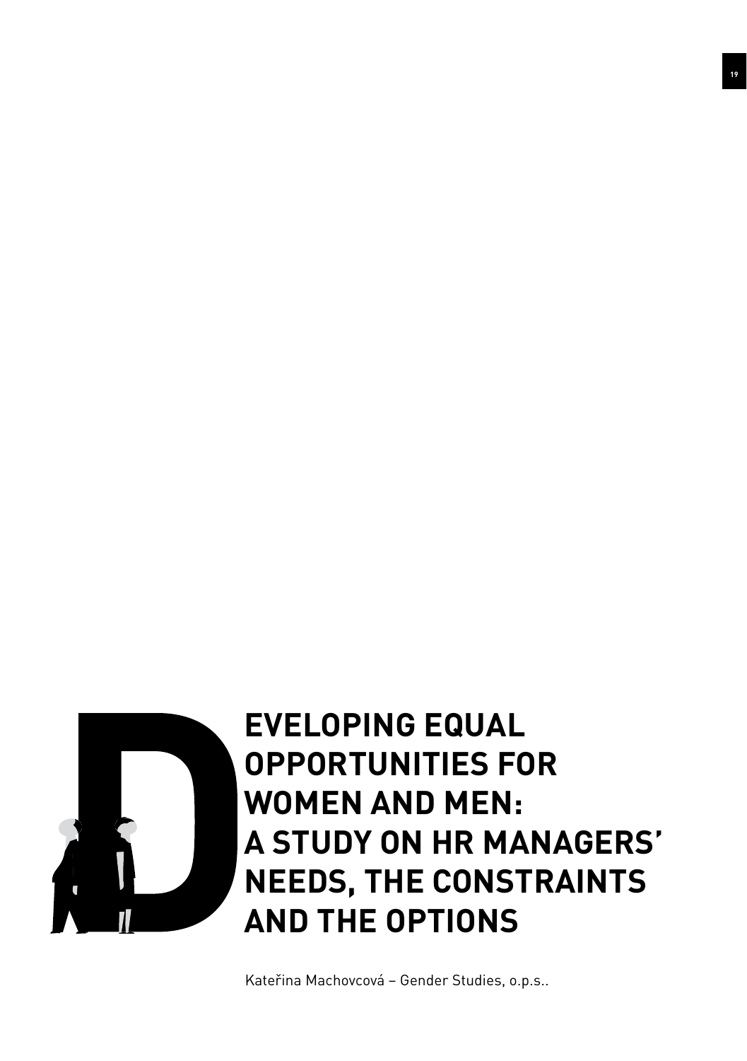# DEVELOPING EQUAL OPPORTUNITIES FOR WOMEN AND MEN: A STUDY ON HR MANAGERS' NEEDS, THE CONSTRAINTS AND THE OPTIONS

Kateřina Machovcová – Gender Studies, o.p.s..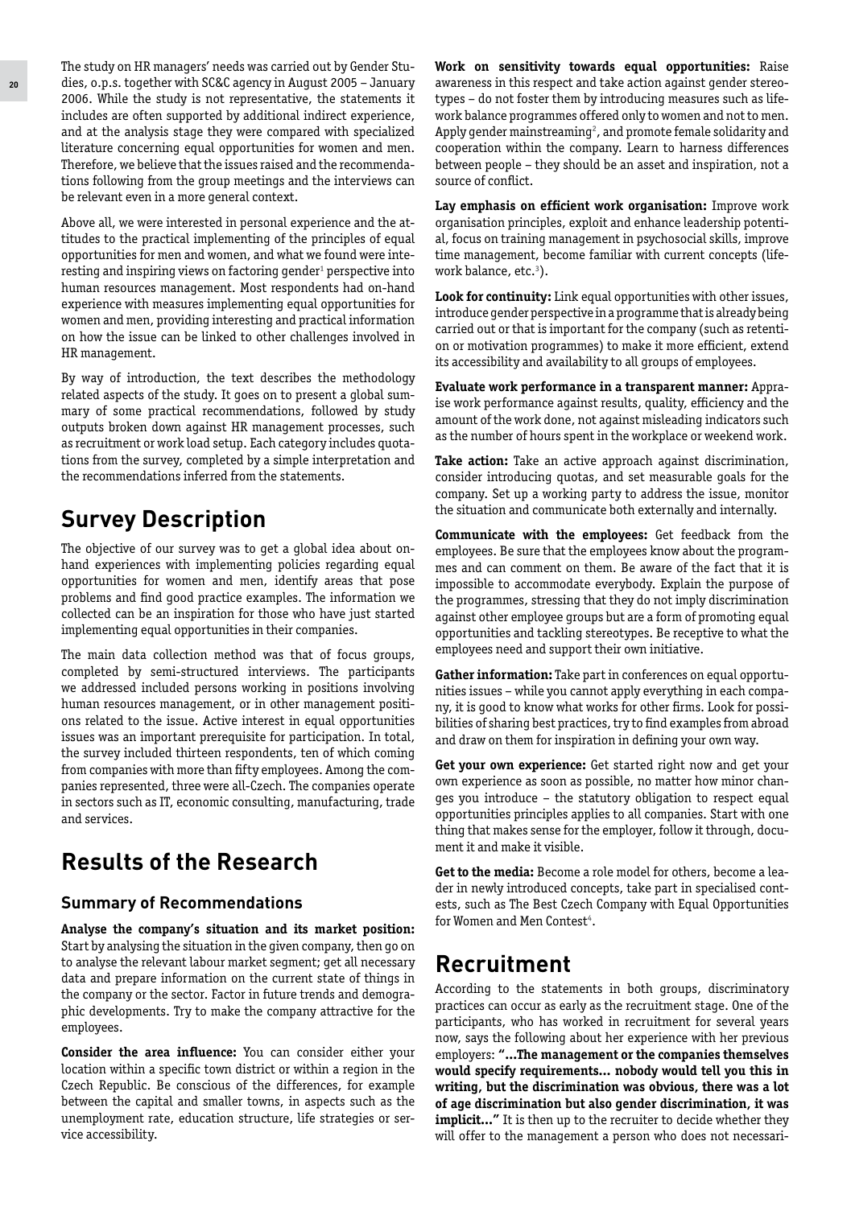The study on HR managers' needs was carried out by Gender Studies, o.p.s. together with SC&C agency in August 2005 – January 2006. While the study is not representative, the statements it includes are often supported by additional indirect experience, and at the analysis stage they were compared with specialized literature concerning equal opportunities for women and men. Therefore, we believe that the issues raised and the recommendations following from the group meetings and the interviews can be relevant even in a more general context.

Above all, we were interested in personal experience and the attitudes to the practical implementing of the principles of equal opportunities for men and women, and what we found were interesting and inspiring views on factoring gender[1] perspective into human resources management. Most respondents had on-hand experience with measures implementing equal opportunities for women and men, providing interesting and practical information on how the issue can be linked to other challenges involved in HR management.

By way of introduction, the text describes the methodology related aspects of the study. It goes on to present a global summary of some practical recommendations, followed by study outputs broken down against HR management processes, such as recruitment or work load setup. Each category includes quotations from the survey, completed by a simple interpretation and the recommendations inferred from the statements.

# Survey Description

The objective of our survey was to get a global idea about on-hand experiences with implementing policies regarding equal opportunities for women and men, identify areas that pose problems and find good practice examples. The information we collected can be an inspiration for those who have just started implementing equal opportunities in their companies.

The main data collection method was that of focus groups, completed by semi-structured interviews. The participants we addressed included persons working in positions involving human resources management, or in other management positions related to the issue. Active interest in equal opportunities issues was an important prerequisite for participation. In total, the survey included thirteen respondents, ten of which coming from companies with more than fifty employees. Among the companies represented, three were all-Czech. The companies operate in sectors such as IT, economic consulting, manufacturing, trade and services.

# Results of the Research

## Summary of Recommendations

**Analyse the company's situation and its market position:** Start by analysing the situation in the given company, then go on to analyse the relevant labour market segment; get all necessary data and prepare information on the current state of things in the company or the sector. Factor in future trends and demographic developments. Try to make the company attractive for the employees.

**Consider the area influence:** You can consider either your location within a specific town district or within a region in the Czech Republic. Be conscious of the differences, for example between the capital and smaller towns, in aspects such as the unemployment rate, education structure, life strategies or service accessibility.

**Work on sensitivity towards equal opportunities:** Raise awareness in this respect and take action against gender stereotypes – do not foster them by introducing measures such as life-work balance programmes offered only to women and not to men. Apply gender mainstreaming[2], and promote female solidarity and cooperation within the company. Learn to harness differences between people – they should be an asset and inspiration, not a source of conflict.

**Lay emphasis on efficient work organisation:** Improve work organisation principles, exploit and enhance leadership potential, focus on training management in psychosocial skills, improve time management, become familiar with current concepts (life-work balance, etc.[3]).

**Look for continuity:** Link equal opportunities with other issues, introduce gender perspective in a programme that is already being carried out or that is important for the company (such as retention or motivation programmes) to make it more efficient, extend its accessibility and availability to all groups of employees.

**Evaluate work performance in a transparent manner:** Appraise work performance against results, quality, efficiency and the amount of the work done, not against misleading indicators such as the number of hours spent in the workplace or weekend work.

**Take action:** Take an active approach against discrimination, consider introducing quotas, and set measurable goals for the company. Set up a working party to address the issue, monitor the situation and communicate both externally and internally.

**Communicate with the employees:** Get feedback from the employees. Be sure that the employees know about the programmes and can comment on them. Be aware of the fact that it is impossible to accommodate everybody. Explain the purpose of the programmes, stressing that they do not imply discrimination against other employee groups but are a form of promoting equal opportunities and tackling stereotypes. Be receptive to what the employees need and support their own initiative.

**Gather information:** Take part in conferences on equal opportunities issues – while you cannot apply everything in each company, it is good to know what works for other firms. Look for possibilities of sharing best practices, try to find examples from abroad and draw on them for inspiration in defining your own way.

**Get your own experience:** Get started right now and get your own experience as soon as possible, no matter how minor changes you introduce – the statutory obligation to respect equal opportunities principles applies to all companies. Start with one thing that makes sense for the employer, follow it through, document it and make it visible.

**Get to the media:** Become a role model for others, become a leader in newly introduced concepts, take part in specialised contests, such as The Best Czech Company with Equal Opportunities for Women and Men Contest[4].

# Recruitment

According to the statements in both groups, discriminatory practices can occur as early as the recruitment stage. One of the participants, who has worked in recruitment for several years now, says the following about her experience with her previous employers: **"…The management or the companies themselves would specify requirements… nobody would tell you this in writing, but the discrimination was obvious, there was a lot of age discrimination but also gender discrimination, it was implicit…"** It is then up to the recruiter to decide whether they will offer to the management a person who does not necessari-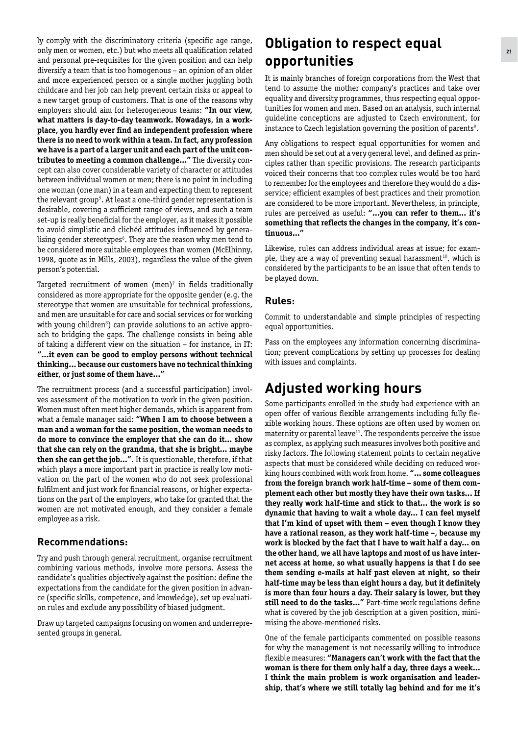ly comply with the discriminatory criteria (specific age range, only men or women, etc.) but who meets all qualification related and personal pre-requisites for the given position and can help diversify a team that is too homogenous – an opinion of an older and more experienced person or a single mother juggling both childcare and her job can help prevent certain risks or appeal to a new target group of customers. That is one of the reasons why employers should aim for heterogeneous teams: **"In our view, what matters is day-to-day teamwork. Nowadays, in a workplace, you hardly ever find an independent profession where there is no need to work within a team. In fact, any profession we have is a part of a larger unit and each part of the unit contributes to meeting a common challenge…"** The diversity concept can also cover considerable variety of character or attitudes between individual women or men; there is no point in including one woman (one man) in a team and expecting them to represent the relevant group[5]. At least a one-third gender representation is desirable, covering a sufficient range of views, and such a team set-up is really beneficial for the employer, as it makes it possible to avoid simplistic and clichéd attitudes influenced by generalising gender stereotypes[6]. They are the reason why men tend to be considered more suitable employees than women (McElhinny, 1998, quote as in Mills, 2003), regardless the value of the given person's potential.

Targeted recruitment of women (men)[7] in fields traditionally considered as more appropriate for the opposite gender (e.g. the stereotype that women are unsuitable for technical professions, and men are unsuitable for care and social services or for working with young children[8]) can provide solutions to an active approach to bridging the gaps. The challenge consists in being able of taking a different view on the situation – for instance, in IT: **"…it even can be good to employ persons without technical thinking… because our customers have no technical thinking either, or just some of them have…"**

The recruitment process (and a successful participation) involves assessment of the motivation to work in the given position. Women must often meet higher demands, which is apparent from what a female manager said: **"When I am to choose between a man and a woman for the same position, the woman needs to do more to convince the employer that she can do it… show that she can rely on the grandma, that she is bright… maybe then she can get the job…"**. It is questionable, therefore, if that which plays a more important part in practice is really low motivation on the part of the women who do not seek professional fulfilment and just work for financial reasons, or higher expectations on the part of the employers, who take for granted that the women are not motivated enough, and they consider a female employee as a risk.

### Recommendations:

Try and push through general recruitment, organise recruitment combining various methods, involve more persons. Assess the candidate's qualities objectively against the position: define the expectations from the candidate for the given position in advance (specific skills, competence, and knowledge), set up evaluation rules and exclude any possibility of biased judgment.

Draw up targeted campaigns focusing on women and underrepresented groups in general.

## Obligation to respect equal opportunities

It is mainly branches of foreign corporations from the West that tend to assume the mother company's practices and take over equality and diversity programmes, thus respecting equal opportunities for women and men. Based on an analysis, such internal guideline conceptions are adjusted to Czech environment, for instance to Czech legislation governing the position of parents[9].

Any obligations to respect equal opportunities for women and men should be set out at a very general level, and defined as principles rather than specific provisions. The research participants voiced their concerns that too complex rules would be too hard to remember for the employees and therefore they would do a disservice; efficient examples of best practices and their promotion are considered to be more important. Nevertheless, in principle, rules are perceived as useful: **"…you can refer to them… it's something that reflects the changes in the company, it's continuous…"**

Likewise, rules can address individual areas at issue; for example, they are a way of preventing sexual harassment[10], which is considered by the participants to be an issue that often tends to be played down.

### Rules:

Commit to understandable and simple principles of respecting equal opportunities.

Pass on the employees any information concerning discrimination; prevent complications by setting up processes for dealing with issues and complaints.

## Adjusted working hours

Some participants enrolled in the study had experience with an open offer of various flexible arrangements including fully flexible working hours. These options are often used by women on maternity or parental leave[11]. The respondents perceive the issue as complex, as applying such measures involves both positive and risky factors. The following statement points to certain negative aspects that must be considered while deciding on reduced working hours combined with work from home. **"… some colleagues from the foreign branch work half-time – some of them complement each other but mostly they have their own tasks… If they really work half-time and stick to that… the work is so dynamic that having to wait a whole day… I can feel myself that I'm kind of upset with them – even though I know they have a rational reason, as they work half-time –, because my work is blocked by the fact that I have to wait half a day… on the other hand, we all have laptops and most of us have internet access at home, so what usually happens is that I do see them sending e-mails at half past eleven at night, so their half-time may be less than eight hours a day, but it definitely is more than four hours a day. Their salary is lower, but they still need to do the tasks…"** Part-time work regulations define what is covered by the job description at a given position, minimising the above-mentioned risks.

One of the female participants commented on possible reasons for why the management is not necessarily willing to introduce flexible measures: **"Managers can't work with the fact that the woman is there for them only half a day, three days a week… I think the main problem is work organisation and leadership, that's where we still totally lag behind and for me it's**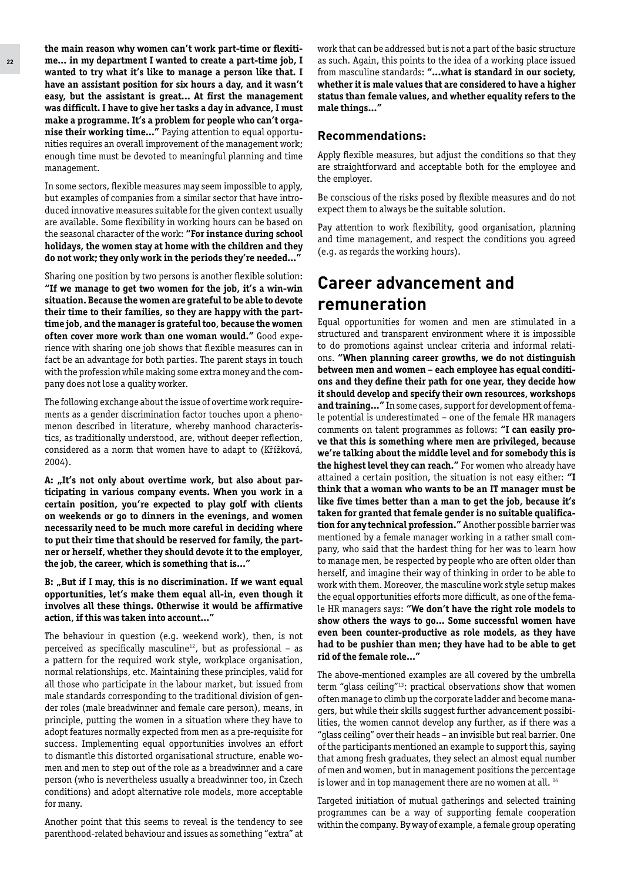**the main reason why women can't work part-time or flexitime… in my department I wanted to create a part-time job, I wanted to try what it's like to manage a person like that. I have an assistant position for six hours a day, and it wasn't easy, but the assistant is great… At first the management was difficult. I have to give her tasks a day in advance, I must make a programme. It's a problem for people who can't organise their working time…"** Paying attention to equal opportunities requires an overall improvement of the management work; enough time must be devoted to meaningful planning and time management.

In some sectors, flexible measures may seem impossible to apply, but examples of companies from a similar sector that have introduced innovative measures suitable for the given context usually are available. Some flexibility in working hours can be based on the seasonal character of the work: **"For instance during school holidays, the women stay at home with the children and they do not work; they only work in the periods they're needed…"**

Sharing one position by two persons is another flexible solution: **"If we manage to get two women for the job, it's a win-win situation. Because the women are grateful to be able to devote their time to their families, so they are happy with the part-time job, and the manager is grateful too, because the women often cover more work than one woman would."** Good experience with sharing one job shows that flexible measures can in fact be an advantage for both parties. The parent stays in touch with the profession while making some extra money and the company does not lose a quality worker.

The following exchange about the issue of overtime work requirements as a gender discrimination factor touches upon a phenomenon described in literature, whereby manhood characteristics, as traditionally understood, are, without deeper reflection, considered as a norm that women have to adapt to (Křížková, 2004).

**A: „It's not only about overtime work, but also about participating in various company events. When you work in a certain position, you're expected to play golf with clients on weekends or go to dinners in the evenings, and women necessarily need to be much more careful in deciding where to put their time that should be reserved for family, the partner or herself, whether they should devote it to the employer, the job, the career, which is something that is…"**

**B: „But if I may, this is no discrimination. If we want equal opportunities, let's make them equal all-in, even though it involves all these things. Otherwise it would be affirmative action, if this was taken into account…"**

The behaviour in question (e.g. weekend work), then, is not perceived as specifically masculine[12], but as professional – as a pattern for the required work style, workplace organisation, normal relationships, etc. Maintaining these principles, valid for all those who participate in the labour market, but issued from male standards corresponding to the traditional division of gender roles (male breadwinner and female care person), means, in principle, putting the women in a situation where they have to adopt features normally expected from men as a pre-requisite for success. Implementing equal opportunities involves an effort to dismantle this distorted organisational structure, enable women and men to step out of the role as a breadwinner and a care person (who is nevertheless usually a breadwinner too, in Czech conditions) and adopt alternative role models, more acceptable for many.

Another point that this seems to reveal is the tendency to see parenthood-related behaviour and issues as something "extra" at work that can be addressed but is not a part of the basic structure as such. Again, this points to the idea of a working place issued from masculine standards: **"…what is standard in our society, whether it is male values that are considered to have a higher status than female values, and whether equality refers to the male things…"**

### Recommendations:

Apply flexible measures, but adjust the conditions so that they are straightforward and acceptable both for the employee and the employer.

Be conscious of the risks posed by flexible measures and do not expect them to always be the suitable solution.

Pay attention to work flexibility, good organisation, planning and time management, and respect the conditions you agreed (e.g. as regards the working hours).

## Career advancement and remuneration

Equal opportunities for women and men are stimulated in a structured and transparent environment where it is impossible to do promotions against unclear criteria and informal relations. **"When planning career growths, we do not distinguish between men and women – each employee has equal conditions and they define their path for one year, they decide how it should develop and specify their own resources, workshops and training…"** In some cases, support for development of female potential is underestimated – one of the female HR managers comments on talent programmes as follows: **"I can easily prove that this is something where men are privileged, because we're talking about the middle level and for somebody this is the highest level they can reach."** For women who already have attained a certain position, the situation is not easy either: **"I think that a woman who wants to be an IT manager must be like five times better than a man to get the job, because it's taken for granted that female gender is no suitable qualification for any technical profession."** Another possible barrier was mentioned by a female manager working in a rather small company, who said that the hardest thing for her was to learn how to manage men, be respected by people who are often older than herself, and imagine their way of thinking in order to be able to work with them. Moreover, the masculine work style setup makes the equal opportunities efforts more difficult, as one of the female HR managers says: **"We don't have the right role models to show others the ways to go… Some successful women have even been counter-productive as role models, as they have had to be pushier than men; they have had to be able to get rid of the female role…"**

The above-mentioned examples are all covered by the umbrella term "glass ceiling"[13]: practical observations show that women often manage to climb up the corporate ladder and become managers, but while their skills suggest further advancement possibilities, the women cannot develop any further, as if there was a "glass ceiling" over their heads – an invisible but real barrier. One of the participants mentioned an example to support this, saying that among fresh graduates, they select an almost equal number of men and women, but in management positions the percentage is lower and in top management there are no women at all. [14]

Targeted initiation of mutual gatherings and selected training programmes can be a way of supporting female cooperation within the company. By way of example, a female group operating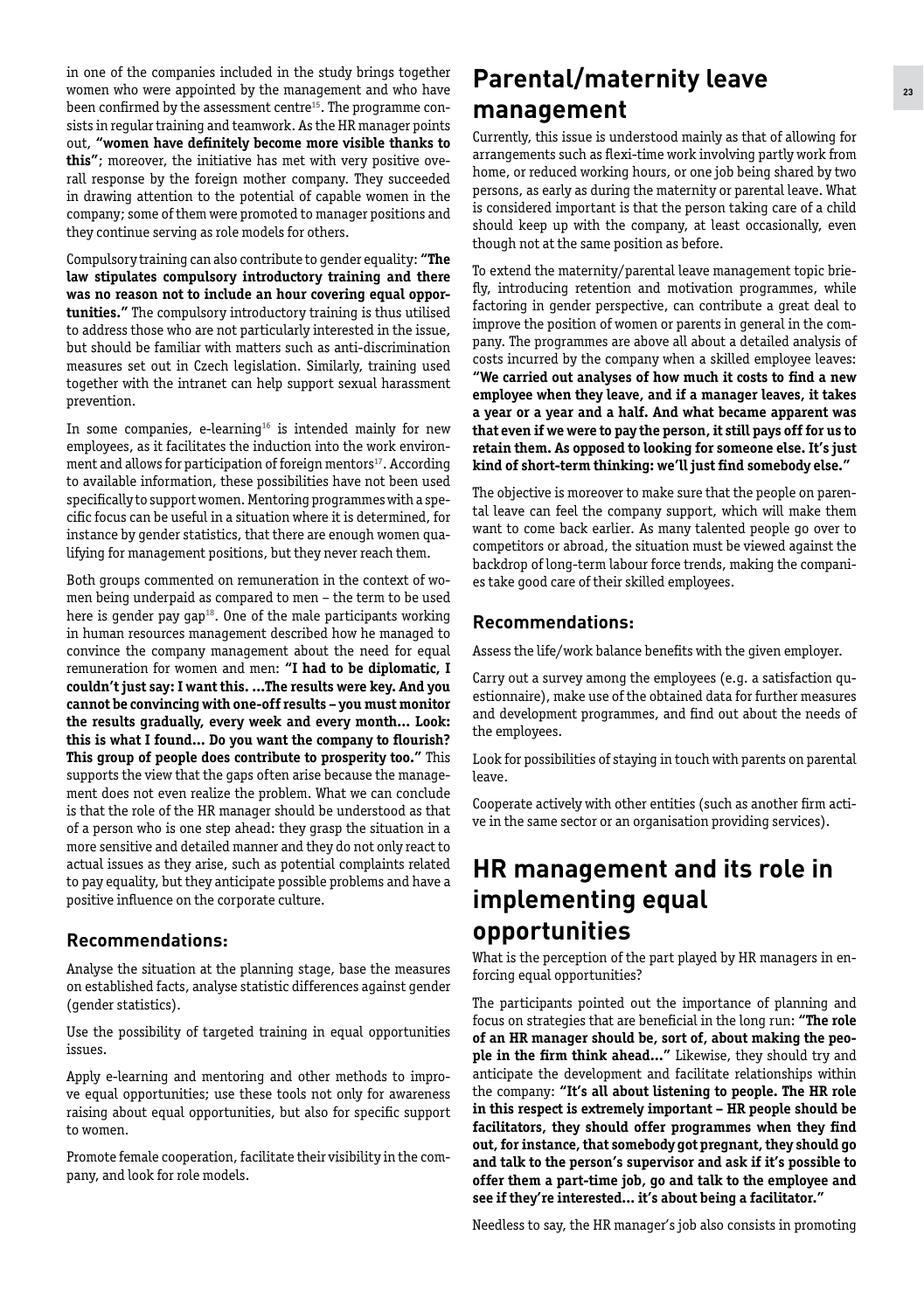in one of the companies included in the study brings together women who were appointed by the management and who have been confirmed by the assessment centre[15]. The programme consists in regular training and teamwork. As the HR manager points out, **"women have definitely become more visible thanks to this"**; moreover, the initiative has met with very positive overall response by the foreign mother company. They succeeded in drawing attention to the potential of capable women in the company; some of them were promoted to manager positions and they continue serving as role models for others.

Compulsory training can also contribute to gender equality: **"The law stipulates compulsory introductory training and there was no reason not to include an hour covering equal opportunities."** The compulsory introductory training is thus utilised to address those who are not particularly interested in the issue, but should be familiar with matters such as anti-discrimination measures set out in Czech legislation. Similarly, training used together with the intranet can help support sexual harassment prevention.

In some companies, e-learning[16] is intended mainly for new employees, as it facilitates the induction into the work environment and allows for participation of foreign mentors[17]. According to available information, these possibilities have not been used specifically to support women. Mentoring programmes with a specific focus can be useful in a situation where it is determined, for instance by gender statistics, that there are enough women qualifying for management positions, but they never reach them.

Both groups commented on remuneration in the context of women being underpaid as compared to men – the term to be used here is gender pay gap[18]. One of the male participants working in human resources management described how he managed to convince the company management about the need for equal remuneration for women and men: **"I had to be diplomatic, I couldn't just say: I want this. ...The results were key. And you cannot be convincing with one-off results – you must monitor the results gradually, every week and every month... Look: this is what I found... Do you want the company to flourish? This group of people does contribute to prosperity too."** This supports the view that the gaps often arise because the management does not even realize the problem. What we can conclude is that the role of the HR manager should be understood as that of a person who is one step ahead: they grasp the situation in a more sensitive and detailed manner and they do not only react to actual issues as they arise, such as potential complaints related to pay equality, but they anticipate possible problems and have a positive influence on the corporate culture.

### Recommendations:

Analyse the situation at the planning stage, base the measures on established facts, analyse statistic differences against gender (gender statistics).

Use the possibility of targeted training in equal opportunities issues.

Apply e-learning and mentoring and other methods to improve equal opportunities; use these tools not only for awareness raising about equal opportunities, but also for specific support to women.

Promote female cooperation, facilitate their visibility in the company, and look for role models.

## Parental/maternity leave management

Currently, this issue is understood mainly as that of allowing for arrangements such as flexi-time work involving partly work from home, or reduced working hours, or one job being shared by two persons, as early as during the maternity or parental leave. What is considered important is that the person taking care of a child should keep up with the company, at least occasionally, even though not at the same position as before.

To extend the maternity/parental leave management topic briefly, introducing retention and motivation programmes, while factoring in gender perspective, can contribute a great deal to improve the position of women or parents in general in the company. The programmes are above all about a detailed analysis of costs incurred by the company when a skilled employee leaves: **"We carried out analyses of how much it costs to find a new employee when they leave, and if a manager leaves, it takes a year or a year and a half. And what became apparent was that even if we were to pay the person, it still pays off for us to retain them. As opposed to looking for someone else. It's just kind of short-term thinking: we'll just find somebody else."**

The objective is moreover to make sure that the people on parental leave can feel the company support, which will make them want to come back earlier. As many talented people go over to competitors or abroad, the situation must be viewed against the backdrop of long-term labour force trends, making the companies take good care of their skilled employees.

### Recommendations:

Assess the life/work balance benefits with the given employer.

Carry out a survey among the employees (e.g. a satisfaction questionnaire), make use of the obtained data for further measures and development programmes, and find out about the needs of the employees.

Look for possibilities of staying in touch with parents on parental leave.

Cooperate actively with other entities (such as another firm active in the same sector or an organisation providing services).

## HR management and its role in implementing equal opportunities

What is the perception of the part played by HR managers in enforcing equal opportunities?

The participants pointed out the importance of planning and focus on strategies that are beneficial in the long run: **"The role of an HR manager should be, sort of, about making the people in the firm think ahead..."** Likewise, they should try and anticipate the development and facilitate relationships within the company: **"It's all about listening to people. The HR role in this respect is extremely important – HR people should be facilitators, they should offer programmes when they find out, for instance, that somebody got pregnant, they should go and talk to the person's supervisor and ask if it's possible to offer them a part-time job, go and talk to the employee and see if they're interested... it's about being a facilitator."**

Needless to say, the HR manager's job also consists in promoting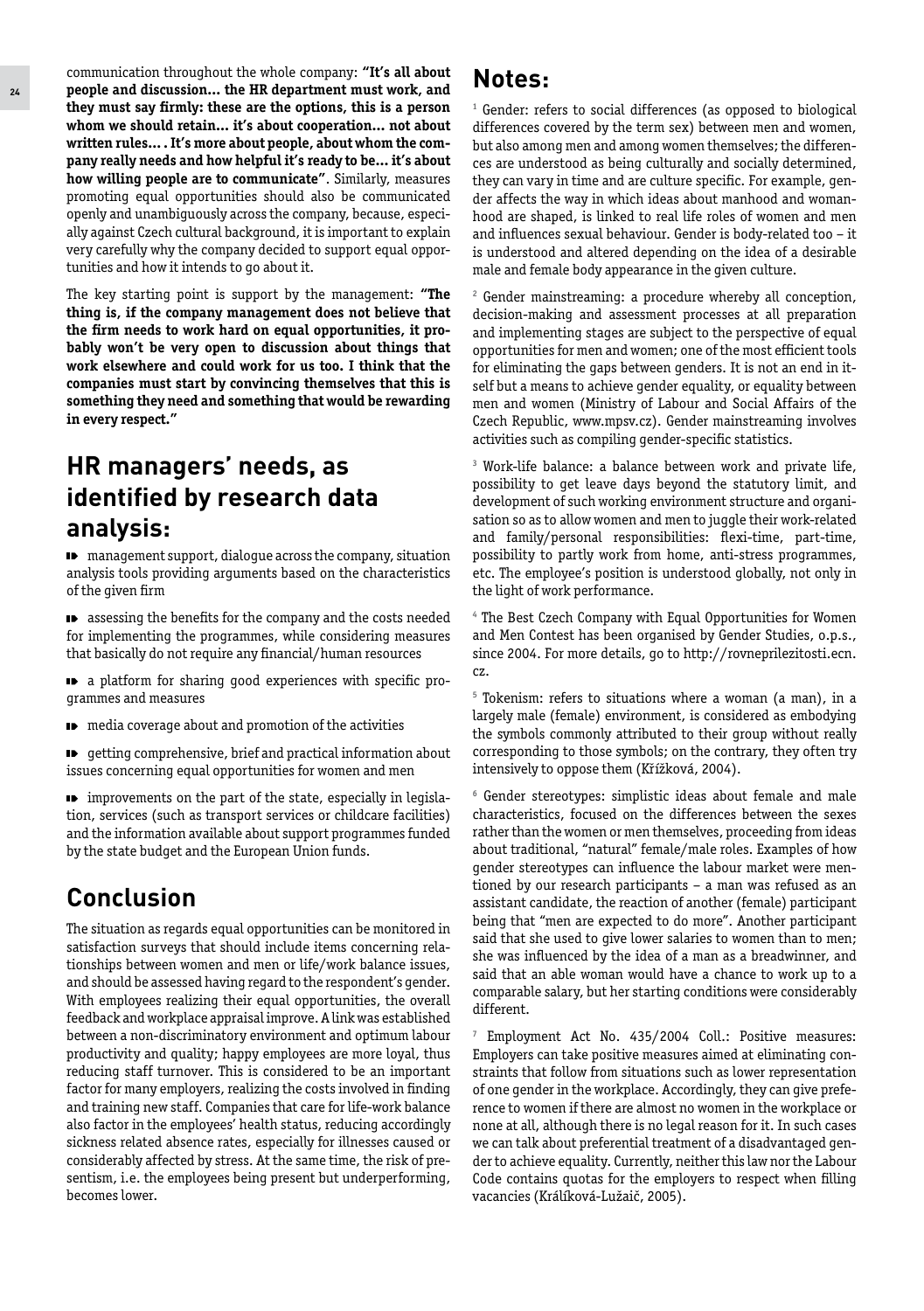communication throughout the whole company: **"It's all about people and discussion... the HR department must work, and they must say firmly: these are the options, this is a person whom we should retain... it's about cooperation... not about written rules... . It's more about people, about whom the company really needs and how helpful it's ready to be... it's about how willing people are to communicate"**. Similarly, measures promoting equal opportunities should also be communicated openly and unambiguously across the company, because, especially against Czech cultural background, it is important to explain very carefully why the company decided to support equal opportunities and how it intends to go about it.

The key starting point is support by the management: **"The thing is, if the company management does not believe that the firm needs to work hard on equal opportunities, it probably won't be very open to discussion about things that work elsewhere and could work for us too. I think that the companies must start by convincing themselves that this is something they need and something that would be rewarding in every respect."**

## HR managers' needs, as identified by research data analysis:

- management support, dialogue across the company, situation analysis tools providing arguments based on the characteristics of the given firm
- assessing the benefits for the company and the costs needed for implementing the programmes, while considering measures that basically do not require any financial/human resources
- a platform for sharing good experiences with specific programmes and measures
- media coverage about and promotion of the activities
- getting comprehensive, brief and practical information about issues concerning equal opportunities for women and men
- improvements on the part of the state, especially in legislation, services (such as transport services or childcare facilities) and the information available about support programmes funded by the state budget and the European Union funds.

## Conclusion

The situation as regards equal opportunities can be monitored in satisfaction surveys that should include items concerning relationships between women and men or life/work balance issues, and should be assessed having regard to the respondent's gender. With employees realizing their equal opportunities, the overall feedback and workplace appraisal improve. A link was established between a non-discriminatory environment and optimum labour productivity and quality; happy employees are more loyal, thus reducing staff turnover. This is considered to be an important factor for many employers, realizing the costs involved in finding and training new staff. Companies that care for life-work balance also factor in the employees' health status, reducing accordingly sickness related absence rates, especially for illnesses caused or considerably affected by stress. At the same time, the risk of presentism, i.e. the employees being present but underperforming, becomes lower.

## Notes:

[1] Gender: refers to social differences (as opposed to biological differences covered by the term sex) between men and women, but also among men and among women themselves; the differences are understood as being culturally and socially determined, they can vary in time and are culture specific. For example, gender affects the way in which ideas about manhood and womanhood are shaped, is linked to real life roles of women and men and influences sexual behaviour. Gender is body-related too – it is understood and altered depending on the idea of a desirable male and female body appearance in the given culture.

[2] Gender mainstreaming: a procedure whereby all conception, decision-making and assessment processes at all preparation and implementing stages are subject to the perspective of equal opportunities for men and women; one of the most efficient tools for eliminating the gaps between genders. It is not an end in itself but a means to achieve gender equality, or equality between men and women (Ministry of Labour and Social Affairs of the Czech Republic, www.mpsv.cz). Gender mainstreaming involves activities such as compiling gender-specific statistics.

[3] Work-life balance: a balance between work and private life, possibility to get leave days beyond the statutory limit, and development of such working environment structure and organisation so as to allow women and men to juggle their work-related and family/personal responsibilities: flexi-time, part-time, possibility to partly work from home, anti-stress programmes, etc. The employee's position is understood globally, not only in the light of work performance.

[4] The Best Czech Company with Equal Opportunities for Women and Men Contest has been organised by Gender Studies, o.p.s., since 2004. For more details, go to http://rovneprilezitosti.ecn.cz.

[5] Tokenism: refers to situations where a woman (a man), in a largely male (female) environment, is considered as embodying the symbols commonly attributed to their group without really corresponding to those symbols; on the contrary, they often try intensively to oppose them (Křížková, 2004).

[6] Gender stereotypes: simplistic ideas about female and male characteristics, focused on the differences between the sexes rather than the women or men themselves, proceeding from ideas about traditional, "natural" female/male roles. Examples of how gender stereotypes can influence the labour market were mentioned by our research participants – a man was refused as an assistant candidate, the reaction of another (female) participant being that "men are expected to do more". Another participant said that she used to give lower salaries to women than to men; she was influenced by the idea of a man as a breadwinner, and said that an able woman would have a chance to work up to a comparable salary, but her starting conditions were considerably different.

[7] Employment Act No. 435/2004 Coll.: Positive measures: Employers can take positive measures aimed at eliminating constraints that follow from situations such as lower representation of one gender in the workplace. Accordingly, they can give preference to women if there are almost no women in the workplace or none at all, although there is no legal reason for it. In such cases we can talk about preferential treatment of a disadvantaged gender to achieve equality. Currently, neither this law nor the Labour Code contains quotas for the employers to respect when filling vacancies (Králíková-Lužaič, 2005).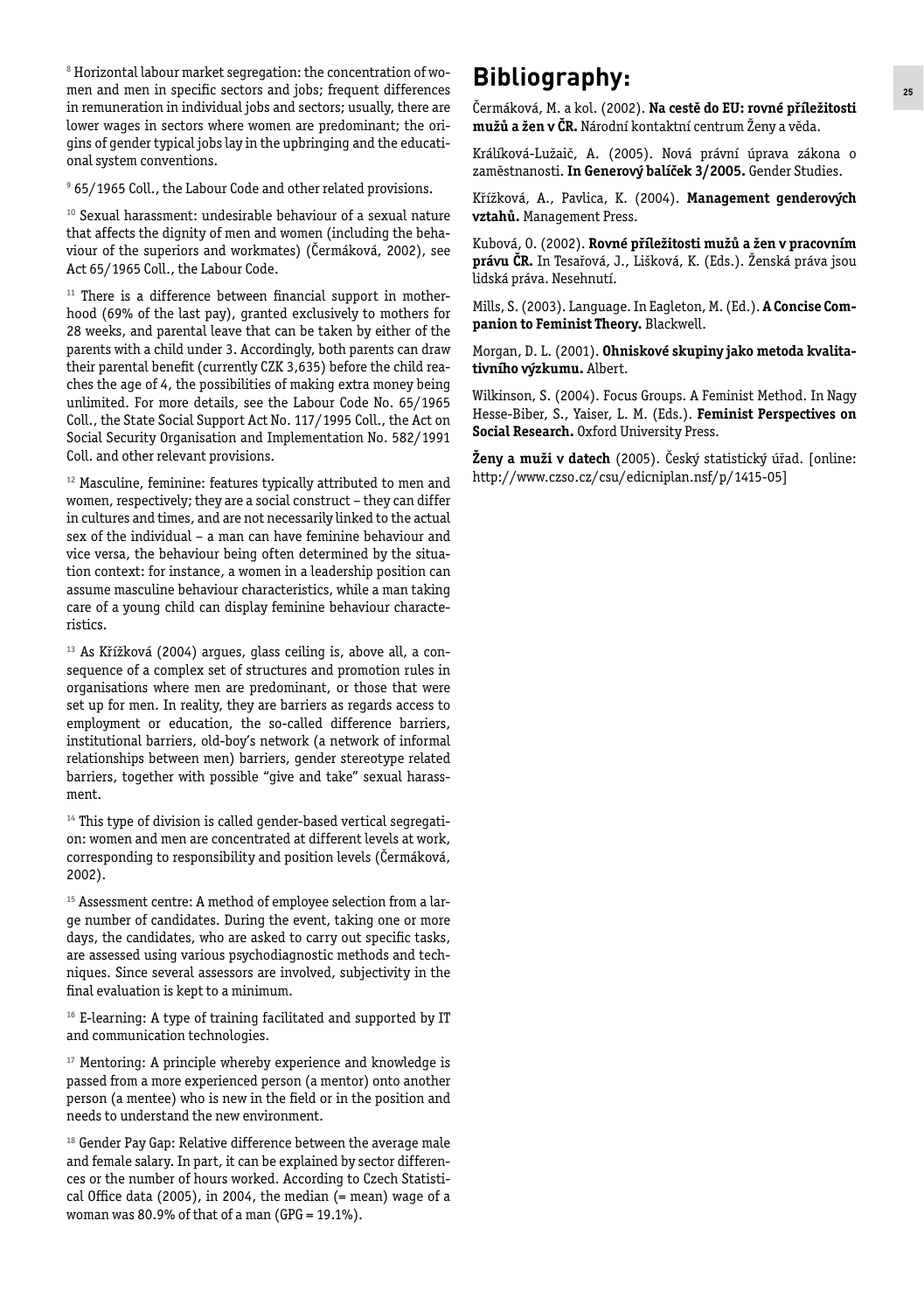[8] Horizontal labour market segregation: the concentration of women and men in specific sectors and jobs; frequent differences in remuneration in individual jobs and sectors; usually, there are lower wages in sectors where women are predominant; the origins of gender typical jobs lay in the upbringing and the educational system conventions.

[9] 65/1965 Coll., the Labour Code and other related provisions.

[10] Sexual harassment: undesirable behaviour of a sexual nature that affects the dignity of men and women (including the behaviour of the superiors and workmates) (Čermáková, 2002), see Act 65/1965 Coll., the Labour Code.

[11] There is a difference between financial support in motherhood (69% of the last pay), granted exclusively to mothers for 28 weeks, and parental leave that can be taken by either of the parents with a child under 3. Accordingly, both parents can draw their parental benefit (currently CZK 3,635) before the child reaches the age of 4, the possibilities of making extra money being unlimited. For more details, see the Labour Code No. 65/1965 Coll., the State Social Support Act No. 117/1995 Coll., the Act on Social Security Organisation and Implementation No. 582/1991 Coll. and other relevant provisions.

[12] Masculine, feminine: features typically attributed to men and women, respectively; they are a social construct – they can differ in cultures and times, and are not necessarily linked to the actual sex of the individual – a man can have feminine behaviour and vice versa, the behaviour being often determined by the situation context: for instance, a women in a leadership position can assume masculine behaviour characteristics, while a man taking care of a young child can display feminine behaviour characteristics.

[13] As Křížková (2004) argues, glass ceiling is, above all, a consequence of a complex set of structures and promotion rules in organisations where men are predominant, or those that were set up for men. In reality, they are barriers as regards access to employment or education, the so-called difference barriers, institutional barriers, old-boy's network (a network of informal relationships between men) barriers, gender stereotype related barriers, together with possible "give and take" sexual harassment.

[14] This type of division is called gender-based vertical segregation: women and men are concentrated at different levels at work, corresponding to responsibility and position levels (Čermáková, 2002).

[15] Assessment centre: A method of employee selection from a large number of candidates. During the event, taking one or more days, the candidates, who are asked to carry out specific tasks, are assessed using various psychodiagnostic methods and techniques. Since several assessors are involved, subjectivity in the final evaluation is kept to a minimum.

[16] E-learning: A type of training facilitated and supported by IT and communication technologies.

[17] Mentoring: A principle whereby experience and knowledge is passed from a more experienced person (a mentor) onto another person (a mentee) who is new in the field or in the position and needs to understand the new environment.

[18] Gender Pay Gap: Relative difference between the average male and female salary. In part, it can be explained by sector differences or the number of hours worked. According to Czech Statistical Office data (2005), in 2004, the median (= mean) wage of a woman was 80.9% of that of a man (GPG = 19.1%).

# Bibliography:

Čermáková, M. a kol. (2002). **Na cestě do EU: rovné příležitosti mužů a žen v ČR.** Národní kontaktní centrum Ženy a věda.

Králíková-Lužaič, A. (2005). Nová právní úprava zákona o zaměstnanosti. **In Generový balíček 3/2005.** Gender Studies.

Křížková, A., Pavlica, K. (2004). **Management genderových vztahů.** Management Press.

Kubová, O. (2002). **Rovné příležitosti mužů a žen v pracovním právu ČR.** In Tesařová, J., Lišková, K. (Eds.). Ženská práva jsou lidská práva. Nesehnutí.

Mills, S. (2003). Language. In Eagleton, M. (Ed.). **A Concise Companion to Feminist Theory.** Blackwell.

Morgan, D. L. (2001). **Ohniskové skupiny jako metoda kvalitativního výzkumu.** Albert.

Wilkinson, S. (2004). Focus Groups. A Feminist Method. In Nagy Hesse-Biber, S., Yaiser, L. M. (Eds.). **Feminist Perspectives on Social Research.** Oxford University Press.

**Ženy a muži v datech** (2005). Český statistický úřad. [online: http://www.czso.cz/csu/edicniplan.nsf/p/1415-05]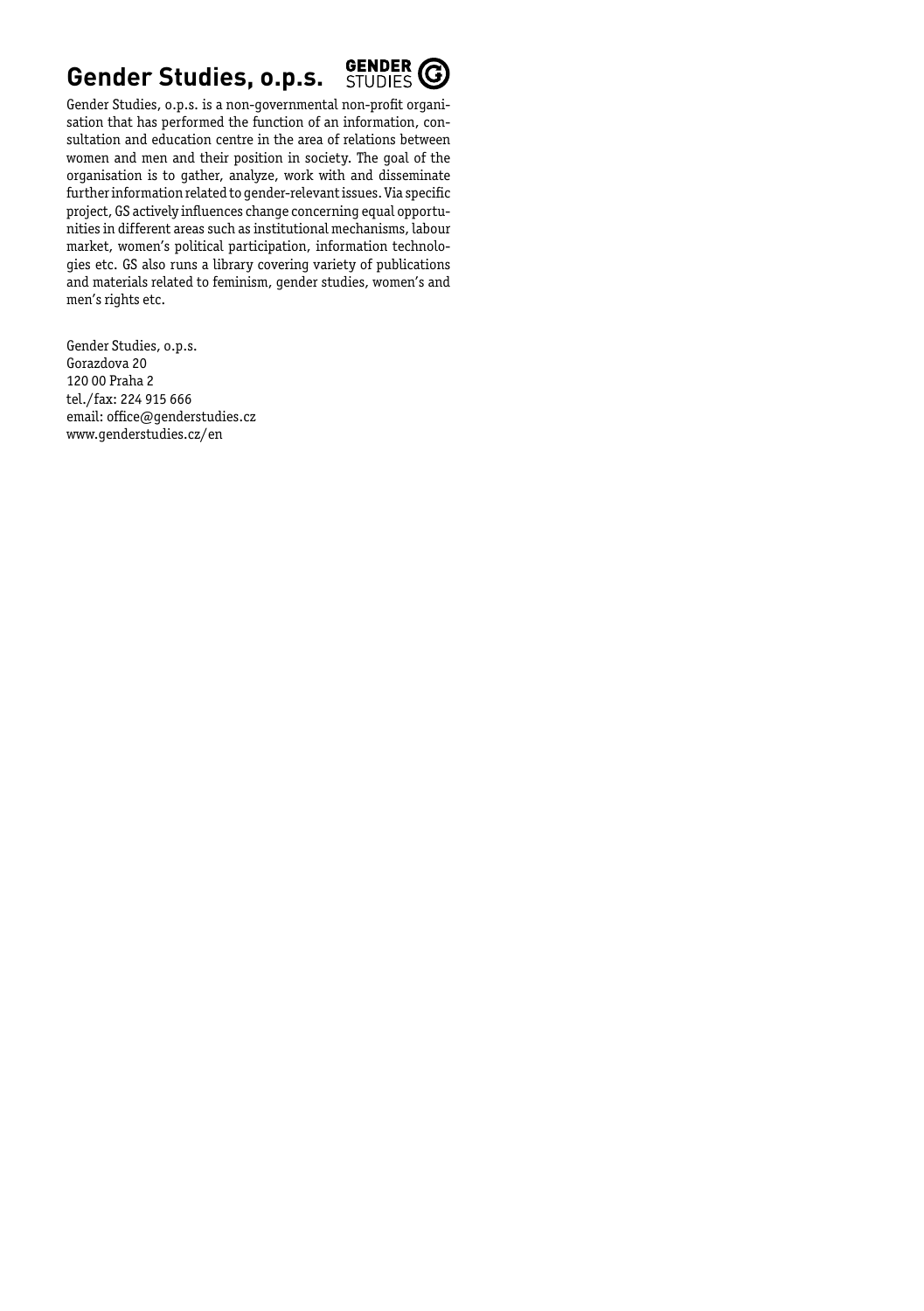# Gender Studies, o.p.s.

Gender Studies, o.p.s. is a non-governmental non-profit organisation that has performed the function of an information, consultation and education centre in the area of relations between women and men and their position in society. The goal of the organisation is to gather, analyze, work with and disseminate further information related to gender-relevant issues. Via specific project, GS actively influences change concerning equal opportunities in different areas such as institutional mechanisms, labour market, women's political participation, information technologies etc. GS also runs a library covering variety of publications and materials related to feminism, gender studies, women's and men's rights etc.

Gender Studies, o.p.s.
Gorazdova 20
120 00 Praha 2
tel./fax: 224 915 666
email: office@genderstudies.cz
www.genderstudies.cz/en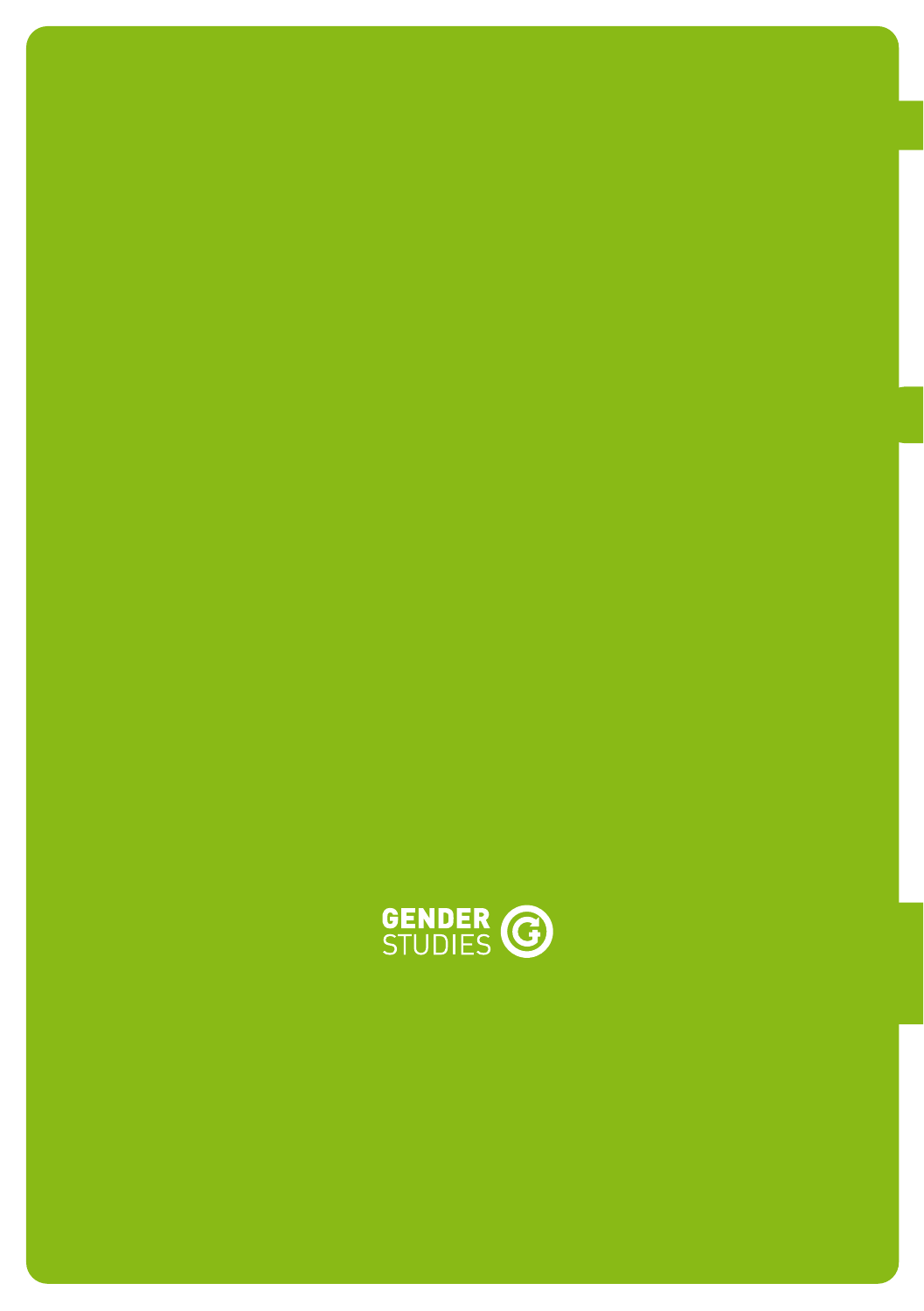GENDER
STUDIES